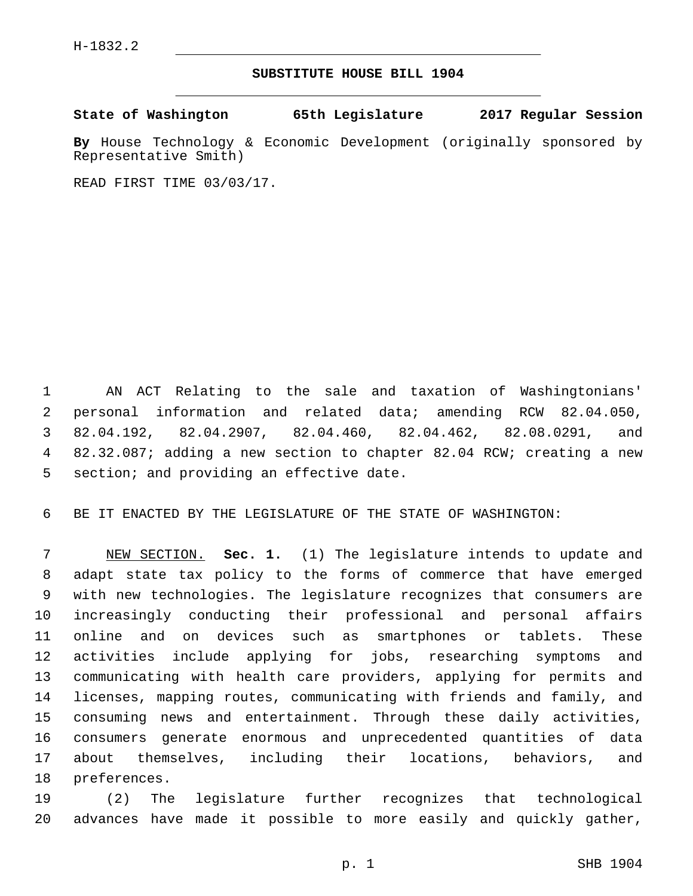H-1832.2

# SUBSTITUTE HOUSE BILL 1904

**State of Washington 65th Legislature 2017 Regular Session**

**By** House Technology & Economic Development (originally sponsored by Representative Smith)

READ FIRST TIME 03/03/17.

AN ACT Relating to the sale and taxation of Washingtonians' personal information and related data; amending RCW 82.04.050, 82.04.192, 82.04.2907, 82.04.460, 82.04.462, 82.08.0291, and 82.32.087; adding a new section to chapter 82.04 RCW; creating a new section; and providing an effective date.

BE IT ENACTED BY THE LEGISLATURE OF THE STATE OF WASHINGTON:

NEW SECTION. **Sec. 1.** (1) The legislature intends to update and adapt state tax policy to the forms of commerce that have emerged with new technologies. The legislature recognizes that consumers are increasingly conducting their professional and personal affairs online and on devices such as smartphones or tablets. These activities include applying for jobs, researching symptoms and communicating with health care providers, applying for permits and licenses, mapping routes, communicating with friends and family, and consuming news and entertainment. Through these daily activities, consumers generate enormous and unprecedented quantities of data about themselves, including their locations, behaviors, and preferences.

(2) The legislature further recognizes that technological advances have made it possible to more easily and quickly gather,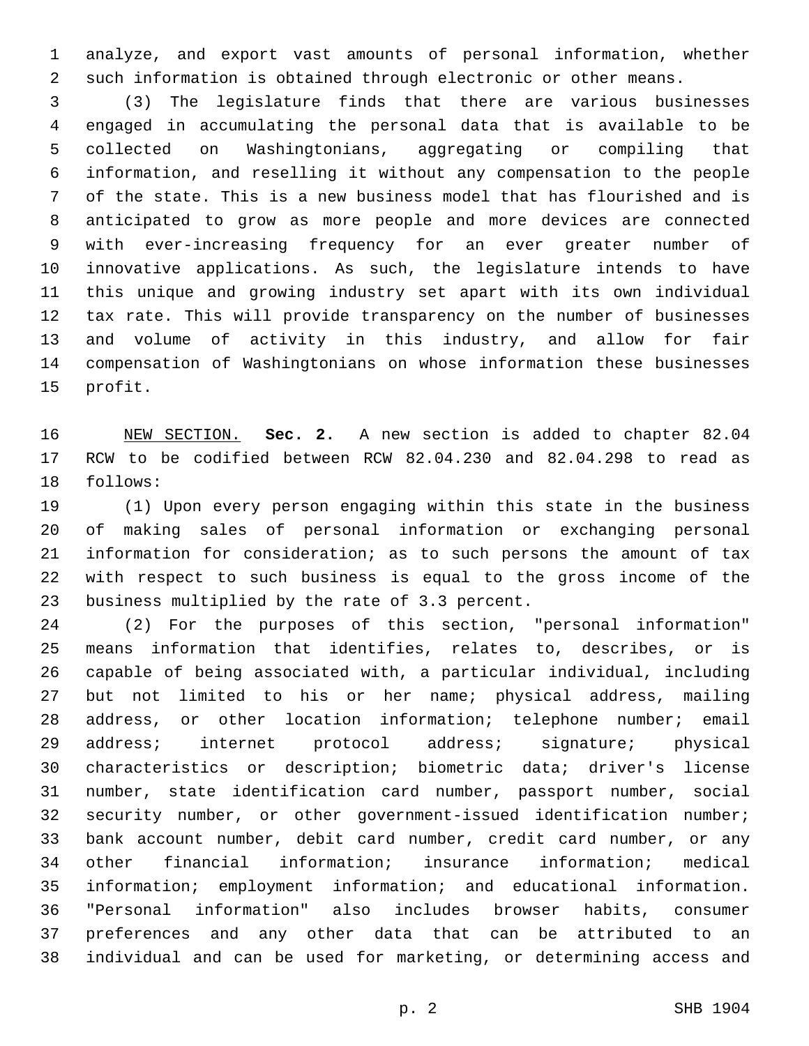analyze, and export vast amounts of personal information, whether such information is obtained through electronic or other means.

(3) The legislature finds that there are various businesses engaged in accumulating the personal data that is available to be collected on Washingtonians, aggregating or compiling that information, and reselling it without any compensation to the people of the state. This is a new business model that has flourished and is anticipated to grow as more people and more devices are connected with ever-increasing frequency for an ever greater number of innovative applications. As such, the legislature intends to have this unique and growing industry set apart with its own individual tax rate. This will provide transparency on the number of businesses and volume of activity in this industry, and allow for fair compensation of Washingtonians on whose information these businesses profit.

NEW SECTION. **Sec. 2.** A new section is added to chapter 82.04 RCW to be codified between RCW 82.04.230 and 82.04.298 to read as follows:

(1) Upon every person engaging within this state in the business of making sales of personal information or exchanging personal information for consideration; as to such persons the amount of tax with respect to such business is equal to the gross income of the business multiplied by the rate of 3.3 percent.

(2) For the purposes of this section, "personal information" means information that identifies, relates to, describes, or is capable of being associated with, a particular individual, including but not limited to his or her name; physical address, mailing address, or other location information; telephone number; email address; internet protocol address; signature; physical characteristics or description; biometric data; driver's license number, state identification card number, passport number, social security number, or other government-issued identification number; bank account number, debit card number, credit card number, or any other financial information; insurance information; medical information; employment information; and educational information. "Personal information" also includes browser habits, consumer preferences and any other data that can be attributed to an individual and can be used for marketing, or determining access and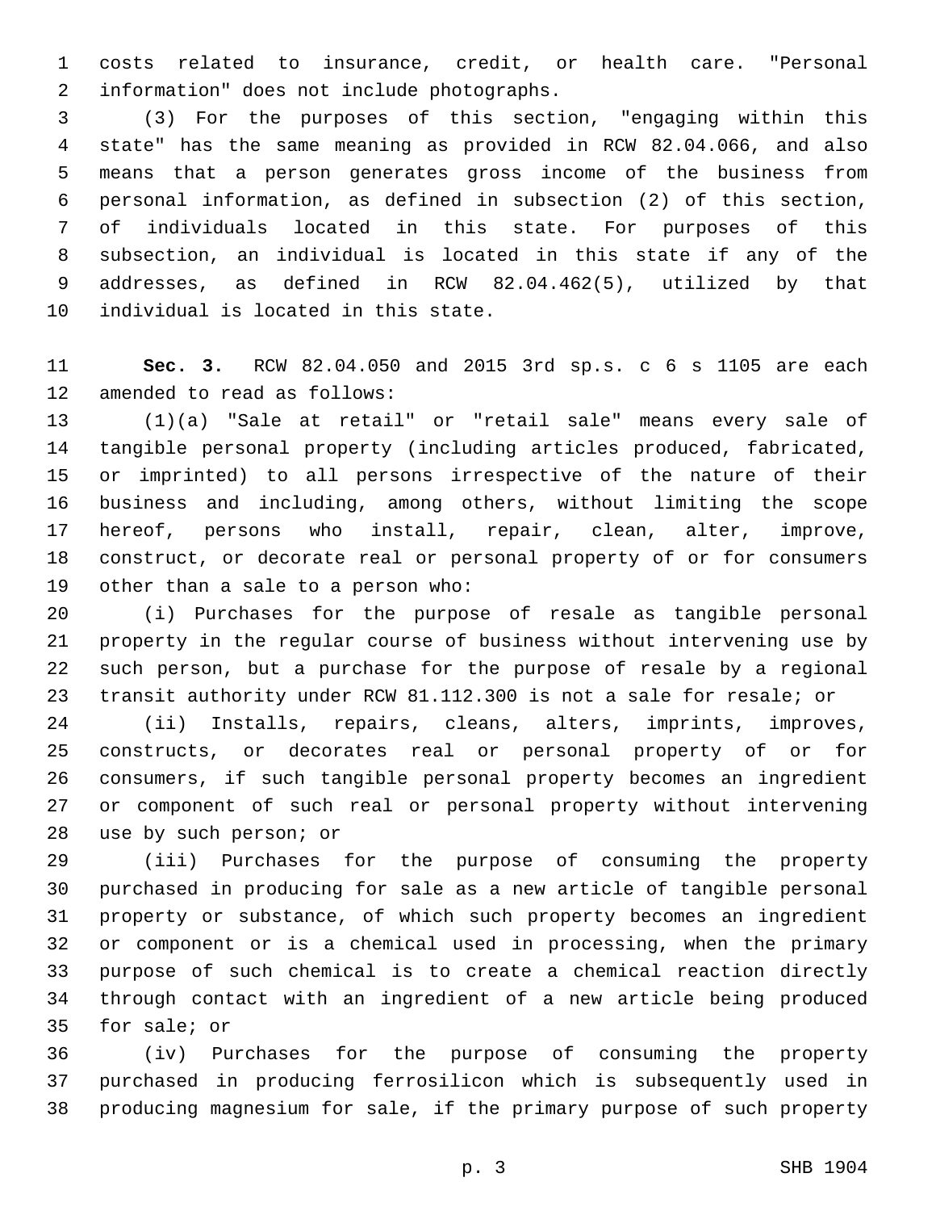costs related to insurance, credit, or health care. "Personal information" does not include photographs.

(3) For the purposes of this section, "engaging within this state" has the same meaning as provided in RCW 82.04.066, and also means that a person generates gross income of the business from personal information, as defined in subsection (2) of this section, of individuals located in this state. For purposes of this subsection, an individual is located in this state if any of the addresses, as defined in RCW 82.04.462(5), utilized by that individual is located in this state.

**Sec. 3.** RCW 82.04.050 and 2015 3rd sp.s. c 6 s 1105 are each amended to read as follows:

(1)(a) "Sale at retail" or "retail sale" means every sale of tangible personal property (including articles produced, fabricated, or imprinted) to all persons irrespective of the nature of their business and including, among others, without limiting the scope hereof, persons who install, repair, clean, alter, improve, construct, or decorate real or personal property of or for consumers other than a sale to a person who:

(i) Purchases for the purpose of resale as tangible personal property in the regular course of business without intervening use by such person, but a purchase for the purpose of resale by a regional transit authority under RCW 81.112.300 is not a sale for resale; or

(ii) Installs, repairs, cleans, alters, imprints, improves, constructs, or decorates real or personal property of or for consumers, if such tangible personal property becomes an ingredient or component of such real or personal property without intervening use by such person; or

(iii) Purchases for the purpose of consuming the property purchased in producing for sale as a new article of tangible personal property or substance, of which such property becomes an ingredient or component or is a chemical used in processing, when the primary purpose of such chemical is to create a chemical reaction directly through contact with an ingredient of a new article being produced for sale; or

(iv) Purchases for the purpose of consuming the property purchased in producing ferrosilicon which is subsequently used in producing magnesium for sale, if the primary purpose of such property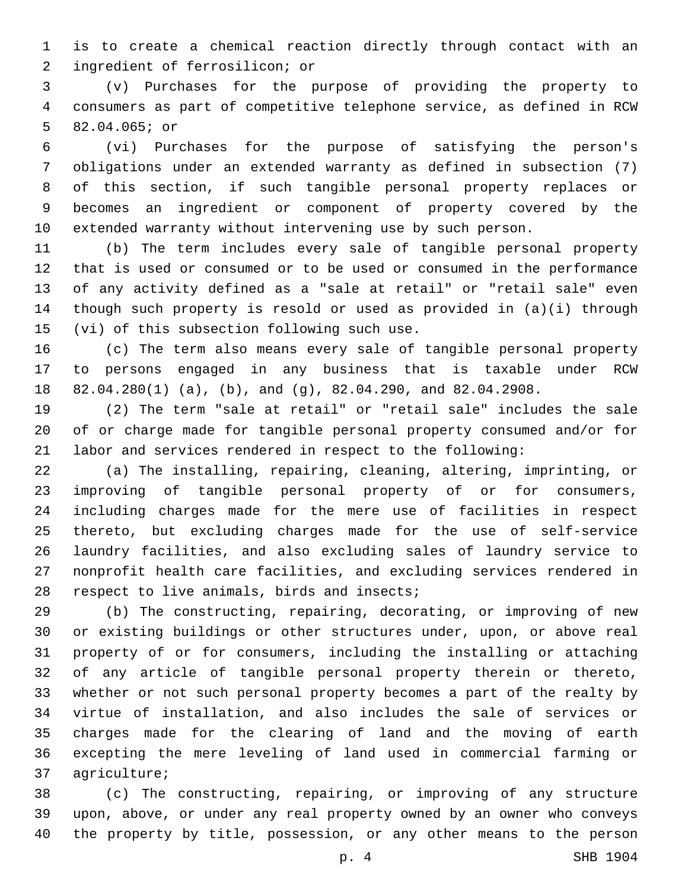is to create a chemical reaction directly through contact with an ingredient of ferrosilicon; or

(v) Purchases for the purpose of providing the property to consumers as part of competitive telephone service, as defined in RCW 82.04.065; or

(vi) Purchases for the purpose of satisfying the person's obligations under an extended warranty as defined in subsection (7) of this section, if such tangible personal property replaces or becomes an ingredient or component of property covered by the extended warranty without intervening use by such person.

(b) The term includes every sale of tangible personal property that is used or consumed or to be used or consumed in the performance of any activity defined as a "sale at retail" or "retail sale" even though such property is resold or used as provided in (a)(i) through (vi) of this subsection following such use.

(c) The term also means every sale of tangible personal property to persons engaged in any business that is taxable under RCW 82.04.280(1) (a), (b), and (g), 82.04.290, and 82.04.2908.

(2) The term "sale at retail" or "retail sale" includes the sale of or charge made for tangible personal property consumed and/or for labor and services rendered in respect to the following:

(a) The installing, repairing, cleaning, altering, imprinting, or improving of tangible personal property of or for consumers, including charges made for the mere use of facilities in respect thereto, but excluding charges made for the use of self-service laundry facilities, and also excluding sales of laundry service to nonprofit health care facilities, and excluding services rendered in respect to live animals, birds and insects;

(b) The constructing, repairing, decorating, or improving of new or existing buildings or other structures under, upon, or above real property of or for consumers, including the installing or attaching of any article of tangible personal property therein or thereto, whether or not such personal property becomes a part of the realty by virtue of installation, and also includes the sale of services or charges made for the clearing of land and the moving of earth excepting the mere leveling of land used in commercial farming or agriculture;

(c) The constructing, repairing, or improving of any structure upon, above, or under any real property owned by an owner who conveys the property by title, possession, or any other means to the person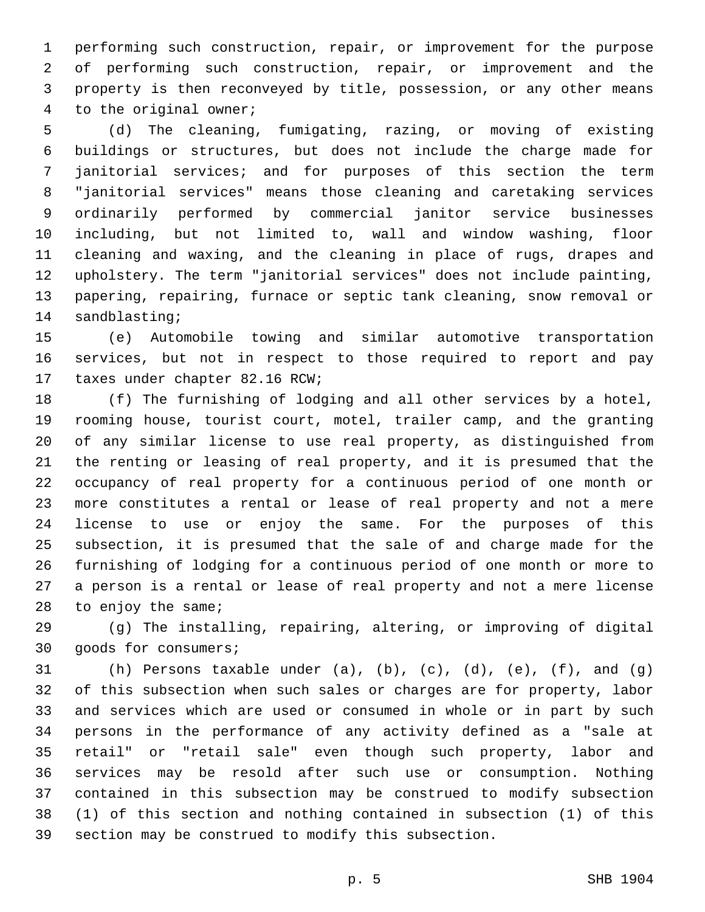performing such construction, repair, or improvement for the purpose of performing such construction, repair, or improvement and the property is then reconveyed by title, possession, or any other means to the original owner;

(d) The cleaning, fumigating, razing, or moving of existing buildings or structures, but does not include the charge made for janitorial services; and for purposes of this section the term "janitorial services" means those cleaning and caretaking services ordinarily performed by commercial janitor service businesses including, but not limited to, wall and window washing, floor cleaning and waxing, and the cleaning in place of rugs, drapes and upholstery. The term "janitorial services" does not include painting, papering, repairing, furnace or septic tank cleaning, snow removal or sandblasting;

(e) Automobile towing and similar automotive transportation services, but not in respect to those required to report and pay taxes under chapter 82.16 RCW;

(f) The furnishing of lodging and all other services by a hotel, rooming house, tourist court, motel, trailer camp, and the granting of any similar license to use real property, as distinguished from the renting or leasing of real property, and it is presumed that the occupancy of real property for a continuous period of one month or more constitutes a rental or lease of real property and not a mere license to use or enjoy the same. For the purposes of this subsection, it is presumed that the sale of and charge made for the furnishing of lodging for a continuous period of one month or more to a person is a rental or lease of real property and not a mere license to enjoy the same;

(g) The installing, repairing, altering, or improving of digital goods for consumers;

(h) Persons taxable under (a), (b), (c), (d), (e), (f), and (g) of this subsection when such sales or charges are for property, labor and services which are used or consumed in whole or in part by such persons in the performance of any activity defined as a "sale at retail" or "retail sale" even though such property, labor and services may be resold after such use or consumption. Nothing contained in this subsection may be construed to modify subsection (1) of this section and nothing contained in subsection (1) of this section may be construed to modify this subsection.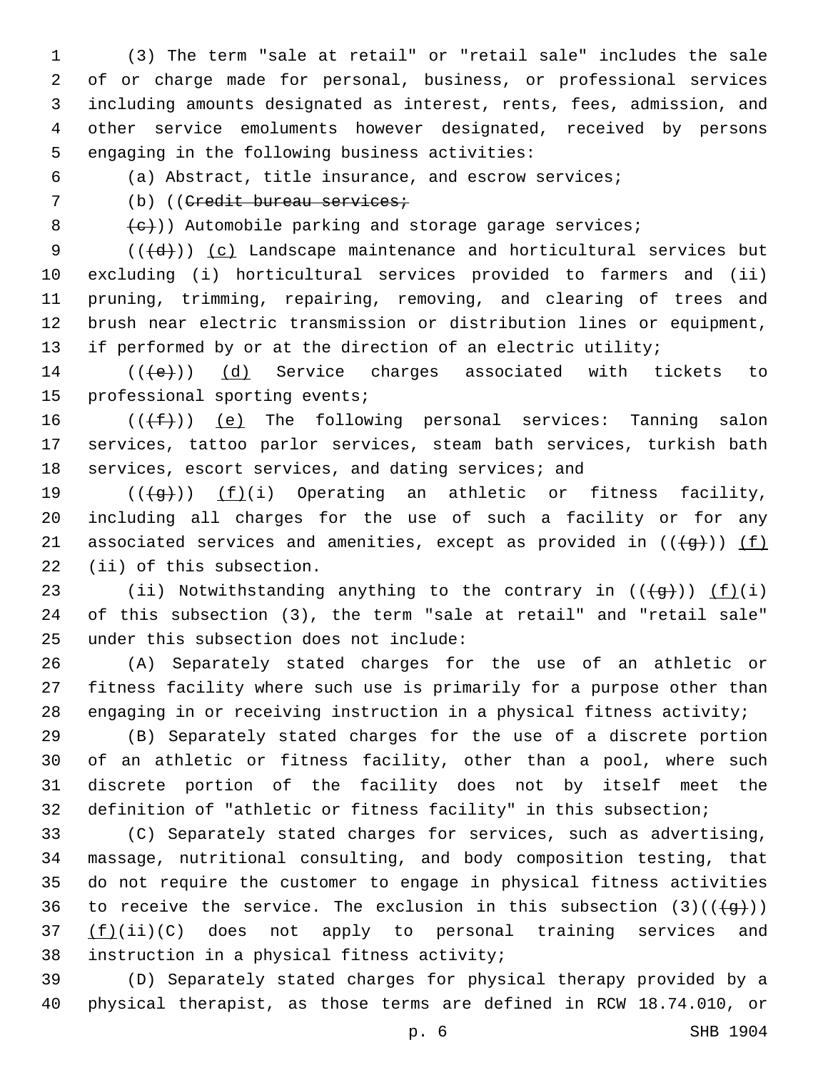(3) The term "sale at retail" or "retail sale" includes the sale of or charge made for personal, business, or professional services including amounts designated as interest, rents, fees, admission, and other service emoluments however designated, received by persons engaging in the following business activities:

(a) Abstract, title insurance, and escrow services;

(b) ((~~Credit bureau services;~~

~~(c)~~)) Automobile parking and storage garage services;

((~~(d)~~)) (c) Landscape maintenance and horticultural services but excluding (i) horticultural services provided to farmers and (ii) pruning, trimming, repairing, removing, and clearing of trees and brush near electric transmission or distribution lines or equipment, if performed by or at the direction of an electric utility;

((~~(e)~~)) (d) Service charges associated with tickets to professional sporting events;

((~~(f)~~)) (e) The following personal services: Tanning salon services, tattoo parlor services, steam bath services, turkish bath services, escort services, and dating services; and

((~~(g)~~)) (f)(i) Operating an athletic or fitness facility, including all charges for the use of such a facility or for any associated services and amenities, except as provided in ((~~(g)~~)) (f)(ii) of this subsection.

(ii) Notwithstanding anything to the contrary in ((~~(g)~~)) (f)(i) of this subsection (3), the term "sale at retail" and "retail sale" under this subsection does not include:

(A) Separately stated charges for the use of an athletic or fitness facility where such use is primarily for a purpose other than engaging in or receiving instruction in a physical fitness activity;

(B) Separately stated charges for the use of a discrete portion of an athletic or fitness facility, other than a pool, where such discrete portion of the facility does not by itself meet the definition of "athletic or fitness facility" in this subsection;

(C) Separately stated charges for services, such as advertising, massage, nutritional consulting, and body composition testing, that do not require the customer to engage in physical fitness activities to receive the service. The exclusion in this subsection (3)((~~(g)~~)) (f)(ii)(C) does not apply to personal training services and instruction in a physical fitness activity;

(D) Separately stated charges for physical therapy provided by a physical therapist, as those terms are defined in RCW 18.74.010, or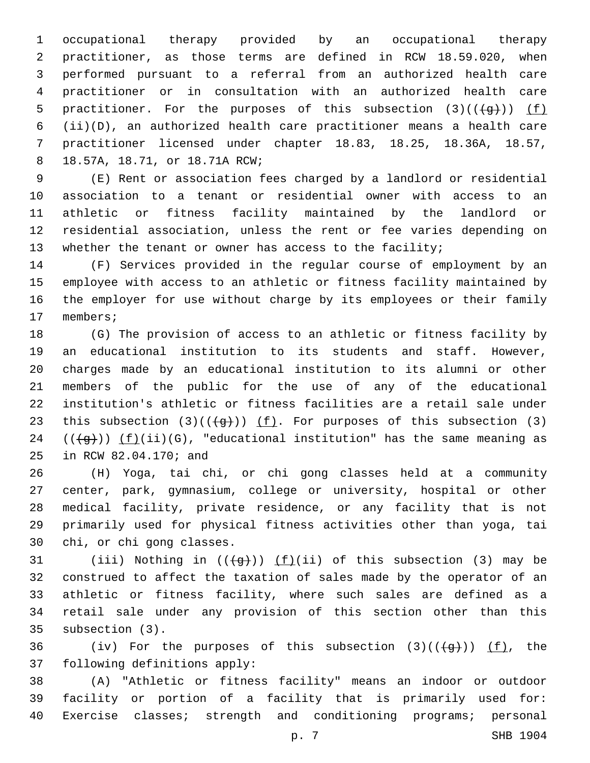occupational therapy provided by an occupational therapy practitioner, as those terms are defined in RCW 18.59.020, when performed pursuant to a referral from an authorized health care practitioner or in consultation with an authorized health care practitioner. For the purposes of this subsection (3)(((g))) (f)(ii)(D), an authorized health care practitioner means a health care practitioner licensed under chapter 18.83, 18.25, 18.36A, 18.57, 18.57A, 18.71, or 18.71A RCW;

(E) Rent or association fees charged by a landlord or residential association to a tenant or residential owner with access to an athletic or fitness facility maintained by the landlord or residential association, unless the rent or fee varies depending on whether the tenant or owner has access to the facility;

(F) Services provided in the regular course of employment by an employee with access to an athletic or fitness facility maintained by the employer for use without charge by its employees or their family members;

(G) The provision of access to an athletic or fitness facility by an educational institution to its students and staff. However, charges made by an educational institution to its alumni or other members of the public for the use of any of the educational institution's athletic or fitness facilities are a retail sale under this subsection (3)(((g))) (f). For purposes of this subsection (3)(((g))) (f)(ii)(G), "educational institution" has the same meaning as in RCW 82.04.170; and

(H) Yoga, tai chi, or chi gong classes held at a community center, park, gymnasium, college or university, hospital or other medical facility, private residence, or any facility that is not primarily used for physical fitness activities other than yoga, tai chi, or chi gong classes.

(iii) Nothing in (((g))) (f)(ii) of this subsection (3) may be construed to affect the taxation of sales made by the operator of an athletic or fitness facility, where such sales are defined as a retail sale under any provision of this section other than this subsection (3).

(iv) For the purposes of this subsection (3)(((g))) (f), the following definitions apply:

(A) "Athletic or fitness facility" means an indoor or outdoor facility or portion of a facility that is primarily used for: Exercise classes; strength and conditioning programs; personal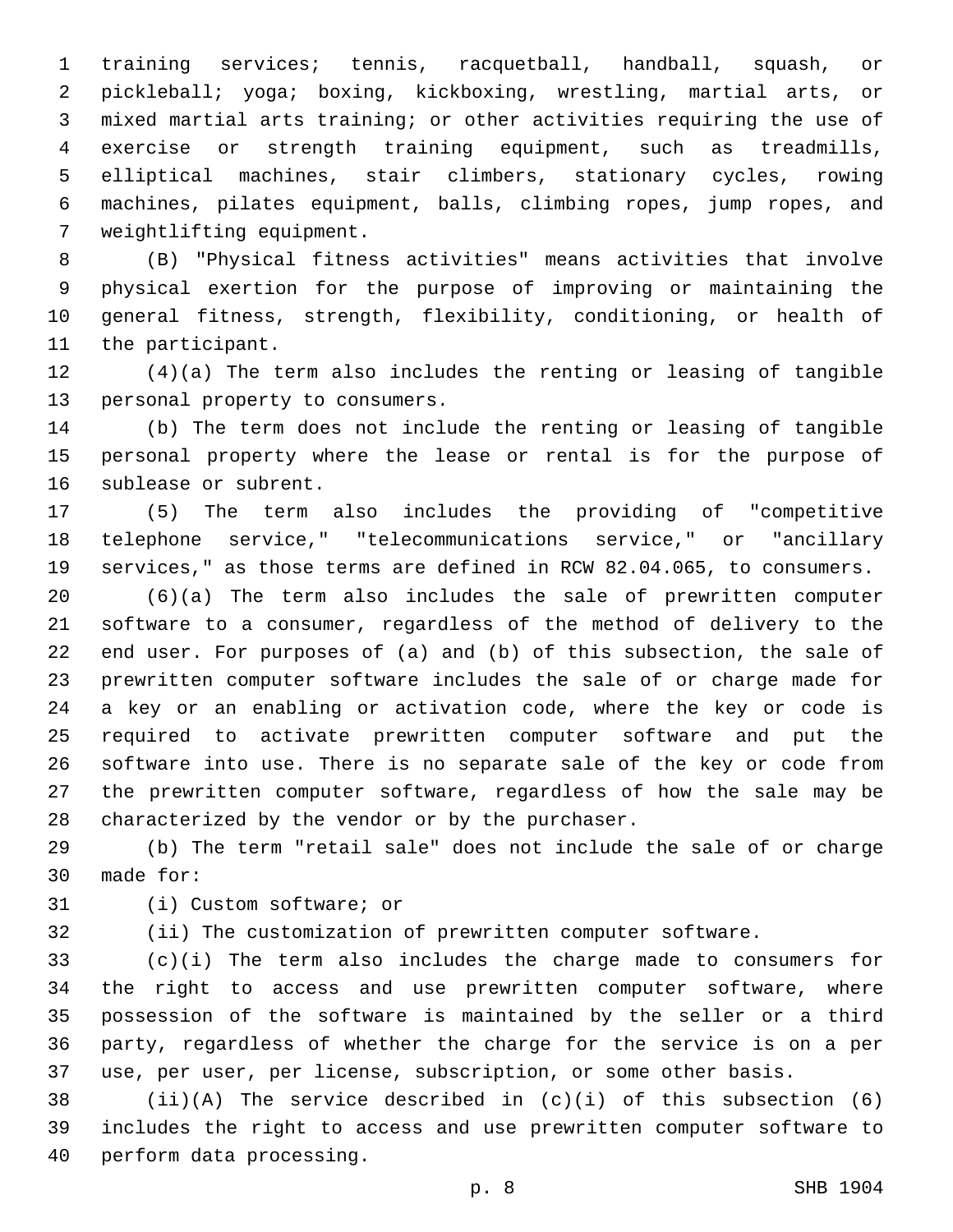training services; tennis, racquetball, handball, squash, or pickleball; yoga; boxing, kickboxing, wrestling, martial arts, or mixed martial arts training; or other activities requiring the use of exercise or strength training equipment, such as treadmills, elliptical machines, stair climbers, stationary cycles, rowing machines, pilates equipment, balls, climbing ropes, jump ropes, and weightlifting equipment.

(B) "Physical fitness activities" means activities that involve physical exertion for the purpose of improving or maintaining the general fitness, strength, flexibility, conditioning, or health of the participant.

(4)(a) The term also includes the renting or leasing of tangible personal property to consumers.

(b) The term does not include the renting or leasing of tangible personal property where the lease or rental is for the purpose of sublease or subrent.

(5) The term also includes the providing of "competitive telephone service," "telecommunications service," or "ancillary services," as those terms are defined in RCW 82.04.065, to consumers.

(6)(a) The term also includes the sale of prewritten computer software to a consumer, regardless of the method of delivery to the end user. For purposes of (a) and (b) of this subsection, the sale of prewritten computer software includes the sale of or charge made for a key or an enabling or activation code, where the key or code is required to activate prewritten computer software and put the software into use. There is no separate sale of the key or code from the prewritten computer software, regardless of how the sale may be characterized by the vendor or by the purchaser.

(b) The term "retail sale" does not include the sale of or charge made for:

(i) Custom software; or

(ii) The customization of prewritten computer software.

(c)(i) The term also includes the charge made to consumers for the right to access and use prewritten computer software, where possession of the software is maintained by the seller or a third party, regardless of whether the charge for the service is on a per use, per user, per license, subscription, or some other basis.

(ii)(A) The service described in (c)(i) of this subsection (6) includes the right to access and use prewritten computer software to perform data processing.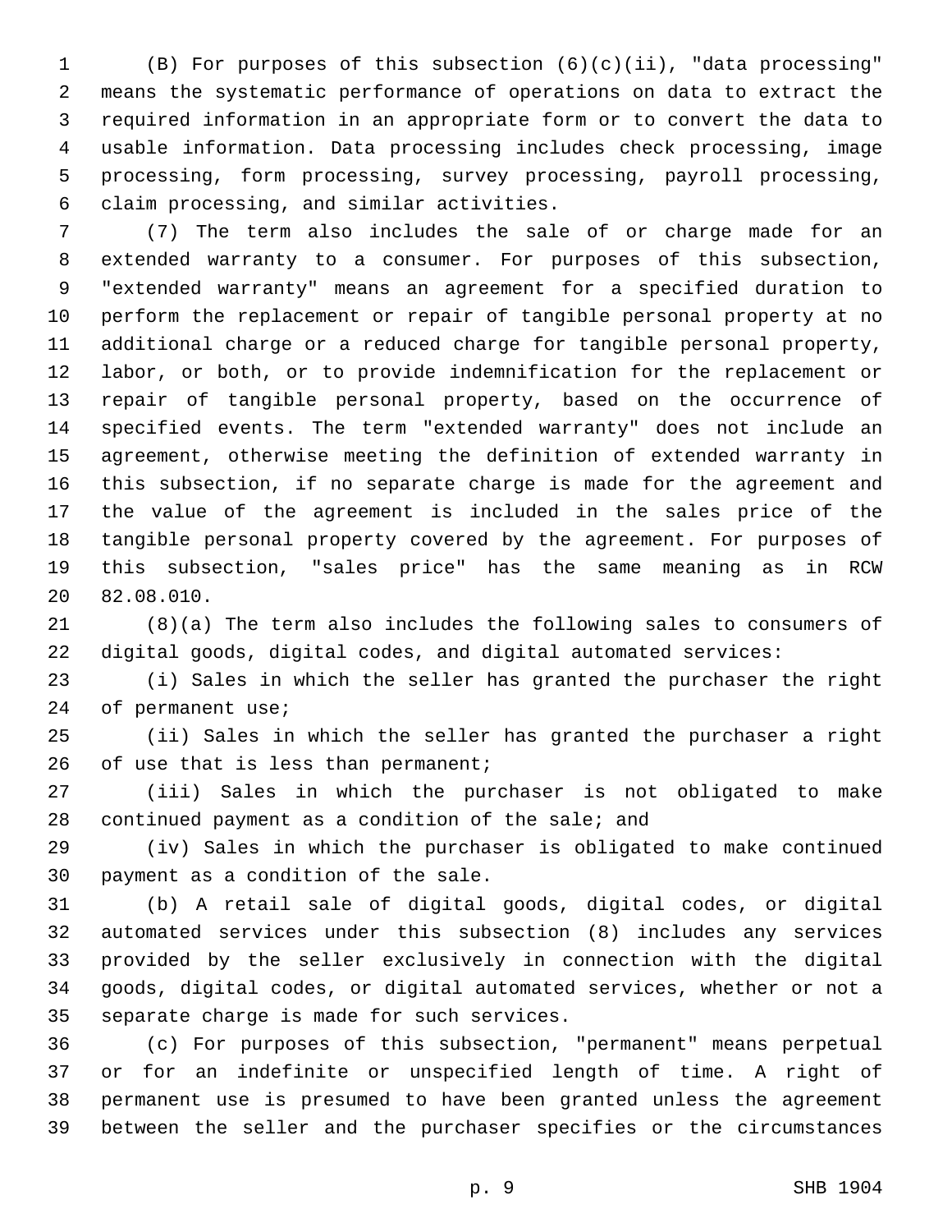(B) For purposes of this subsection (6)(c)(ii), "data processing" means the systematic performance of operations on data to extract the required information in an appropriate form or to convert the data to usable information. Data processing includes check processing, image processing, form processing, survey processing, payroll processing, claim processing, and similar activities.

(7) The term also includes the sale of or charge made for an extended warranty to a consumer. For purposes of this subsection, "extended warranty" means an agreement for a specified duration to perform the replacement or repair of tangible personal property at no additional charge or a reduced charge for tangible personal property, labor, or both, or to provide indemnification for the replacement or repair of tangible personal property, based on the occurrence of specified events. The term "extended warranty" does not include an agreement, otherwise meeting the definition of extended warranty in this subsection, if no separate charge is made for the agreement and the value of the agreement is included in the sales price of the tangible personal property covered by the agreement. For purposes of this subsection, "sales price" has the same meaning as in RCW 82.08.010.

(8)(a) The term also includes the following sales to consumers of digital goods, digital codes, and digital automated services:

(i) Sales in which the seller has granted the purchaser the right of permanent use;

(ii) Sales in which the seller has granted the purchaser a right of use that is less than permanent;

(iii) Sales in which the purchaser is not obligated to make continued payment as a condition of the sale; and

(iv) Sales in which the purchaser is obligated to make continued payment as a condition of the sale.

(b) A retail sale of digital goods, digital codes, or digital automated services under this subsection (8) includes any services provided by the seller exclusively in connection with the digital goods, digital codes, or digital automated services, whether or not a separate charge is made for such services.

(c) For purposes of this subsection, "permanent" means perpetual or for an indefinite or unspecified length of time. A right of permanent use is presumed to have been granted unless the agreement between the seller and the purchaser specifies or the circumstances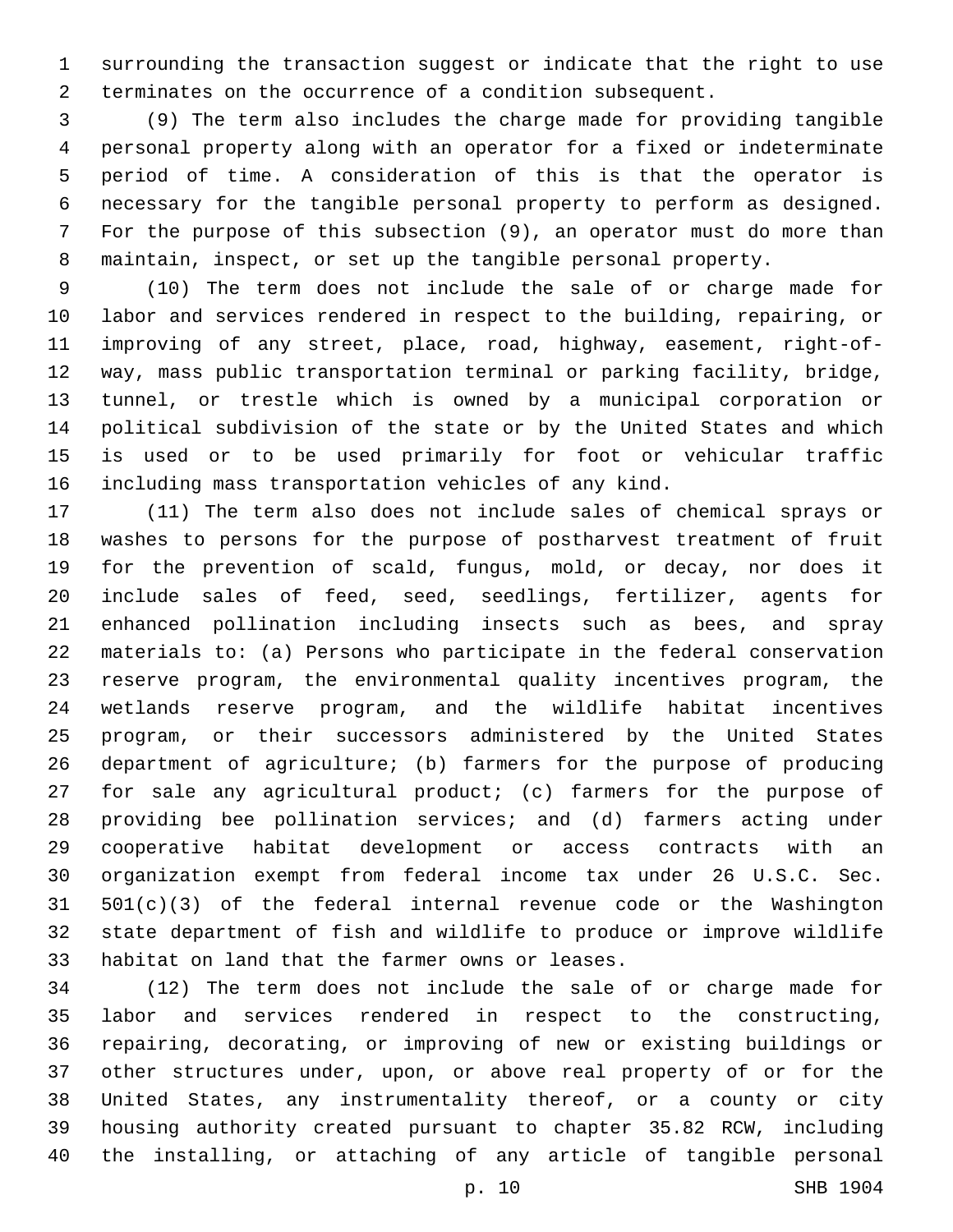surrounding the transaction suggest or indicate that the right to use terminates on the occurrence of a condition subsequent.

(9) The term also includes the charge made for providing tangible personal property along with an operator for a fixed or indeterminate period of time. A consideration of this is that the operator is necessary for the tangible personal property to perform as designed. For the purpose of this subsection (9), an operator must do more than maintain, inspect, or set up the tangible personal property.

(10) The term does not include the sale of or charge made for labor and services rendered in respect to the building, repairing, or improving of any street, place, road, highway, easement, right-of-way, mass public transportation terminal or parking facility, bridge, tunnel, or trestle which is owned by a municipal corporation or political subdivision of the state or by the United States and which is used or to be used primarily for foot or vehicular traffic including mass transportation vehicles of any kind.

(11) The term also does not include sales of chemical sprays or washes to persons for the purpose of postharvest treatment of fruit for the prevention of scald, fungus, mold, or decay, nor does it include sales of feed, seed, seedlings, fertilizer, agents for enhanced pollination including insects such as bees, and spray materials to: (a) Persons who participate in the federal conservation reserve program, the environmental quality incentives program, the wetlands reserve program, and the wildlife habitat incentives program, or their successors administered by the United States department of agriculture; (b) farmers for the purpose of producing for sale any agricultural product; (c) farmers for the purpose of providing bee pollination services; and (d) farmers acting under cooperative habitat development or access contracts with an organization exempt from federal income tax under 26 U.S.C. Sec. 501(c)(3) of the federal internal revenue code or the Washington state department of fish and wildlife to produce or improve wildlife habitat on land that the farmer owns or leases.

(12) The term does not include the sale of or charge made for labor and services rendered in respect to the constructing, repairing, decorating, or improving of new or existing buildings or other structures under, upon, or above real property of or for the United States, any instrumentality thereof, or a county or city housing authority created pursuant to chapter 35.82 RCW, including the installing, or attaching of any article of tangible personal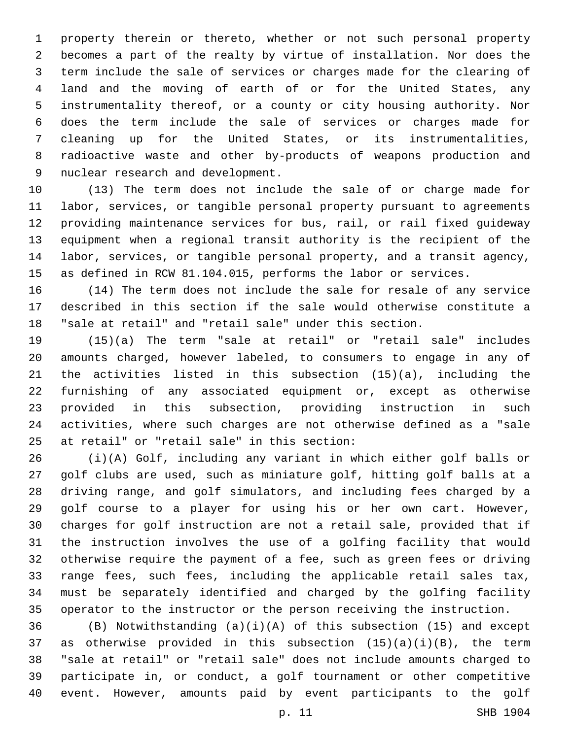property therein or thereto, whether or not such personal property becomes a part of the realty by virtue of installation. Nor does the term include the sale of services or charges made for the clearing of land and the moving of earth of or for the United States, any instrumentality thereof, or a county or city housing authority. Nor does the term include the sale of services or charges made for cleaning up for the United States, or its instrumentalities, radioactive waste and other by-products of weapons production and nuclear research and development.

(13) The term does not include the sale of or charge made for labor, services, or tangible personal property pursuant to agreements providing maintenance services for bus, rail, or rail fixed guideway equipment when a regional transit authority is the recipient of the labor, services, or tangible personal property, and a transit agency, as defined in RCW 81.104.015, performs the labor or services.

(14) The term does not include the sale for resale of any service described in this section if the sale would otherwise constitute a "sale at retail" and "retail sale" under this section.

(15)(a) The term "sale at retail" or "retail sale" includes amounts charged, however labeled, to consumers to engage in any of the activities listed in this subsection (15)(a), including the furnishing of any associated equipment or, except as otherwise provided in this subsection, providing instruction in such activities, where such charges are not otherwise defined as a "sale at retail" or "retail sale" in this section:

(i)(A) Golf, including any variant in which either golf balls or golf clubs are used, such as miniature golf, hitting golf balls at a driving range, and golf simulators, and including fees charged by a golf course to a player for using his or her own cart. However, charges for golf instruction are not a retail sale, provided that if the instruction involves the use of a golfing facility that would otherwise require the payment of a fee, such as green fees or driving range fees, such fees, including the applicable retail sales tax, must be separately identified and charged by the golfing facility operator to the instructor or the person receiving the instruction.

(B) Notwithstanding (a)(i)(A) of this subsection (15) and except as otherwise provided in this subsection (15)(a)(i)(B), the term "sale at retail" or "retail sale" does not include amounts charged to participate in, or conduct, a golf tournament or other competitive event. However, amounts paid by event participants to the golf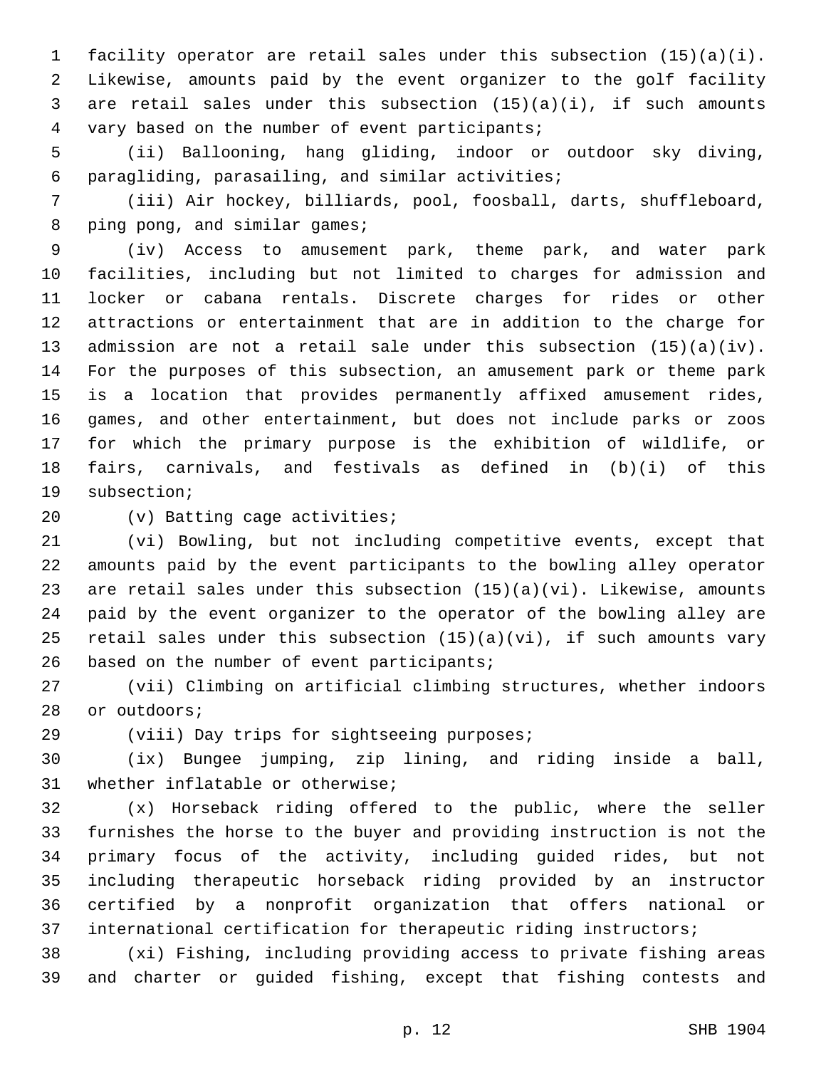facility operator are retail sales under this subsection (15)(a)(i). Likewise, amounts paid by the event organizer to the golf facility are retail sales under this subsection (15)(a)(i), if such amounts vary based on the number of event participants;

(ii) Ballooning, hang gliding, indoor or outdoor sky diving, paragliding, parasailing, and similar activities;

(iii) Air hockey, billiards, pool, foosball, darts, shuffleboard, ping pong, and similar games;

(iv) Access to amusement park, theme park, and water park facilities, including but not limited to charges for admission and locker or cabana rentals. Discrete charges for rides or other attractions or entertainment that are in addition to the charge for admission are not a retail sale under this subsection (15)(a)(iv). For the purposes of this subsection, an amusement park or theme park is a location that provides permanently affixed amusement rides, games, and other entertainment, but does not include parks or zoos for which the primary purpose is the exhibition of wildlife, or fairs, carnivals, and festivals as defined in (b)(i) of this subsection;

(v) Batting cage activities;

(vi) Bowling, but not including competitive events, except that amounts paid by the event participants to the bowling alley operator are retail sales under this subsection (15)(a)(vi). Likewise, amounts paid by the event organizer to the operator of the bowling alley are retail sales under this subsection (15)(a)(vi), if such amounts vary based on the number of event participants;

(vii) Climbing on artificial climbing structures, whether indoors or outdoors;

(viii) Day trips for sightseeing purposes;

(ix) Bungee jumping, zip lining, and riding inside a ball, whether inflatable or otherwise;

(x) Horseback riding offered to the public, where the seller furnishes the horse to the buyer and providing instruction is not the primary focus of the activity, including guided rides, but not including therapeutic horseback riding provided by an instructor certified by a nonprofit organization that offers national or international certification for therapeutic riding instructors;

(xi) Fishing, including providing access to private fishing areas and charter or guided fishing, except that fishing contests and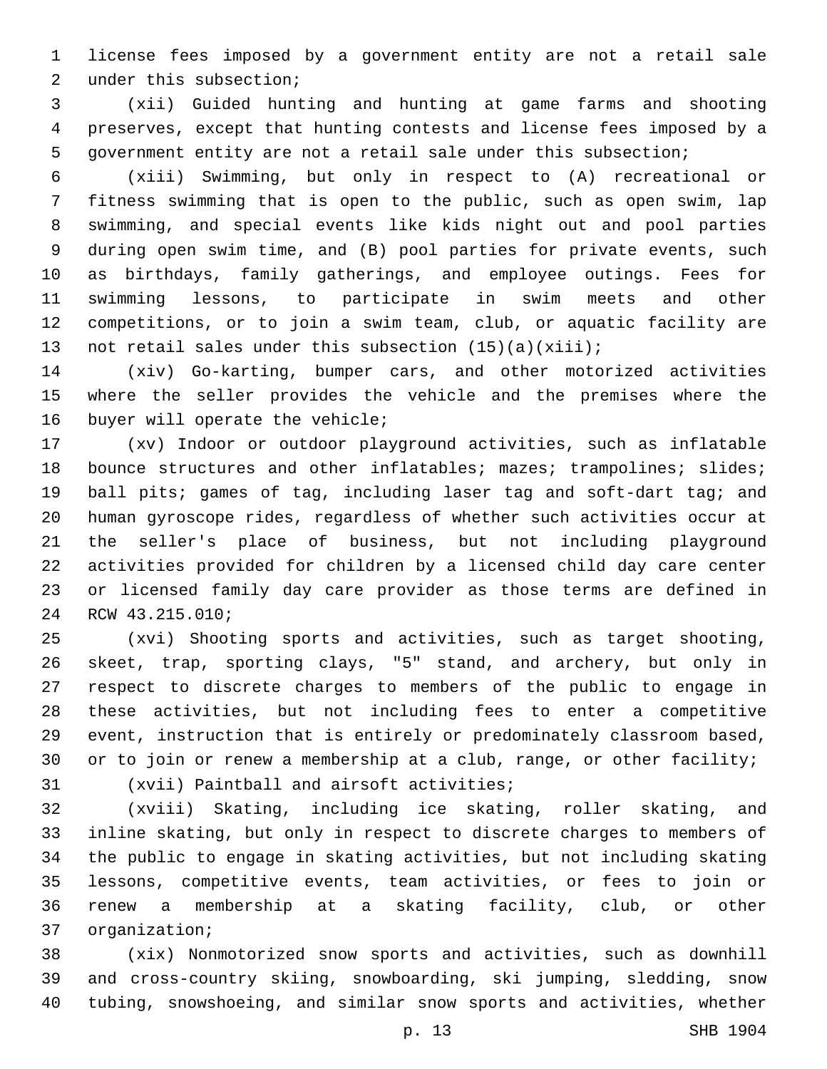license fees imposed by a government entity are not a retail sale under this subsection;

(xii) Guided hunting and hunting at game farms and shooting preserves, except that hunting contests and license fees imposed by a government entity are not a retail sale under this subsection;

(xiii) Swimming, but only in respect to (A) recreational or fitness swimming that is open to the public, such as open swim, lap swimming, and special events like kids night out and pool parties during open swim time, and (B) pool parties for private events, such as birthdays, family gatherings, and employee outings. Fees for swimming lessons, to participate in swim meets and other competitions, or to join a swim team, club, or aquatic facility are not retail sales under this subsection (15)(a)(xiii);

(xiv) Go-karting, bumper cars, and other motorized activities where the seller provides the vehicle and the premises where the buyer will operate the vehicle;

(xv) Indoor or outdoor playground activities, such as inflatable bounce structures and other inflatables; mazes; trampolines; slides; ball pits; games of tag, including laser tag and soft-dart tag; and human gyroscope rides, regardless of whether such activities occur at the seller's place of business, but not including playground activities provided for children by a licensed child day care center or licensed family day care provider as those terms are defined in RCW 43.215.010;

(xvi) Shooting sports and activities, such as target shooting, skeet, trap, sporting clays, "5" stand, and archery, but only in respect to discrete charges to members of the public to engage in these activities, but not including fees to enter a competitive event, instruction that is entirely or predominately classroom based, or to join or renew a membership at a club, range, or other facility;

(xvii) Paintball and airsoft activities;

(xviii) Skating, including ice skating, roller skating, and inline skating, but only in respect to discrete charges to members of the public to engage in skating activities, but not including skating lessons, competitive events, team activities, or fees to join or renew a membership at a skating facility, club, or other organization;

(xix) Nonmotorized snow sports and activities, such as downhill and cross-country skiing, snowboarding, ski jumping, sledding, snow tubing, snowshoeing, and similar snow sports and activities, whether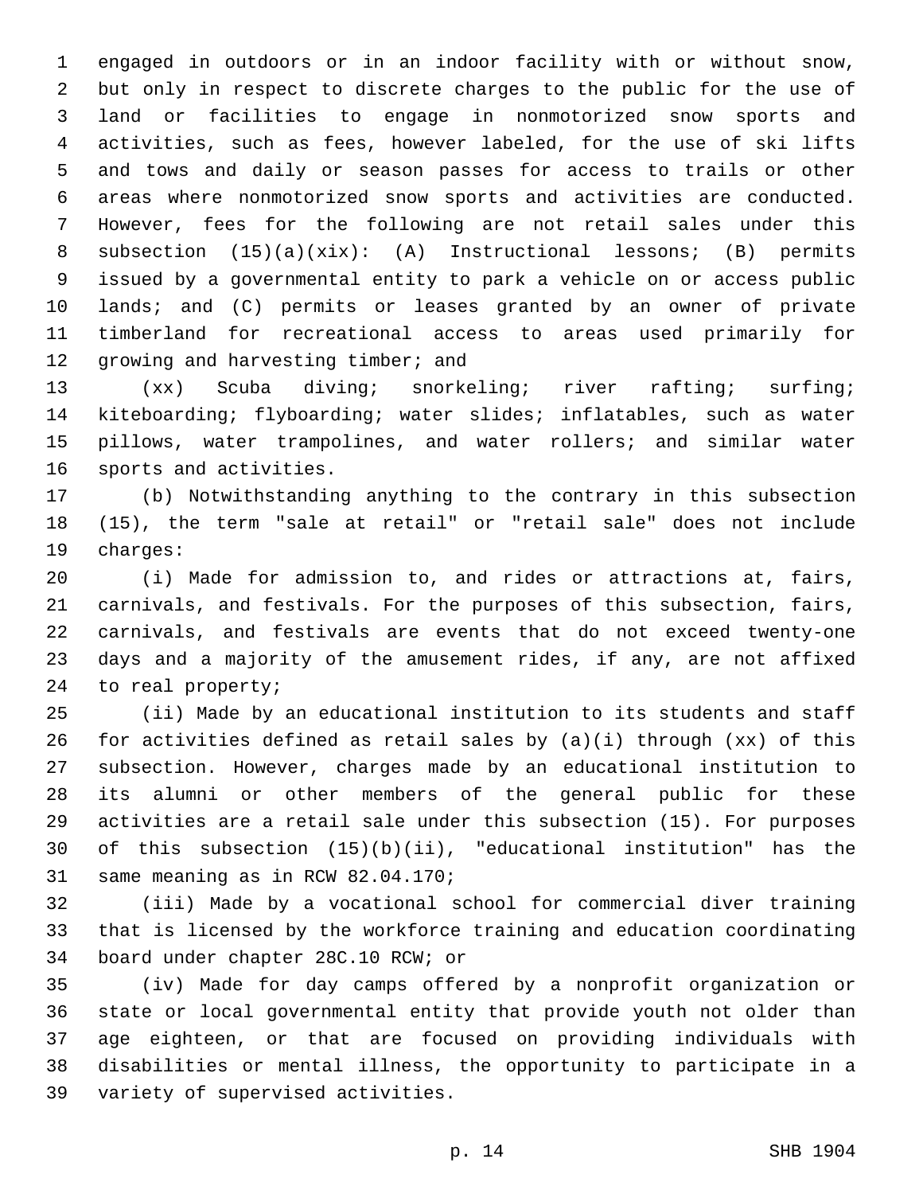engaged in outdoors or in an indoor facility with or without snow, but only in respect to discrete charges to the public for the use of land or facilities to engage in nonmotorized snow sports and activities, such as fees, however labeled, for the use of ski lifts and tows and daily or season passes for access to trails or other areas where nonmotorized snow sports and activities are conducted. However, fees for the following are not retail sales under this subsection (15)(a)(xix): (A) Instructional lessons; (B) permits issued by a governmental entity to park a vehicle on or access public lands; and (C) permits or leases granted by an owner of private timberland for recreational access to areas used primarily for growing and harvesting timber; and

(xx) Scuba diving; snorkeling; river rafting; surfing; kiteboarding; flyboarding; water slides; inflatables, such as water pillows, water trampolines, and water rollers; and similar water sports and activities.

(b) Notwithstanding anything to the contrary in this subsection (15), the term "sale at retail" or "retail sale" does not include charges:

(i) Made for admission to, and rides or attractions at, fairs, carnivals, and festivals. For the purposes of this subsection, fairs, carnivals, and festivals are events that do not exceed twenty-one days and a majority of the amusement rides, if any, are not affixed to real property;

(ii) Made by an educational institution to its students and staff for activities defined as retail sales by (a)(i) through (xx) of this subsection. However, charges made by an educational institution to its alumni or other members of the general public for these activities are a retail sale under this subsection (15). For purposes of this subsection (15)(b)(ii), "educational institution" has the same meaning as in RCW 82.04.170;

(iii) Made by a vocational school for commercial diver training that is licensed by the workforce training and education coordinating board under chapter 28C.10 RCW; or

(iv) Made for day camps offered by a nonprofit organization or state or local governmental entity that provide youth not older than age eighteen, or that are focused on providing individuals with disabilities or mental illness, the opportunity to participate in a variety of supervised activities.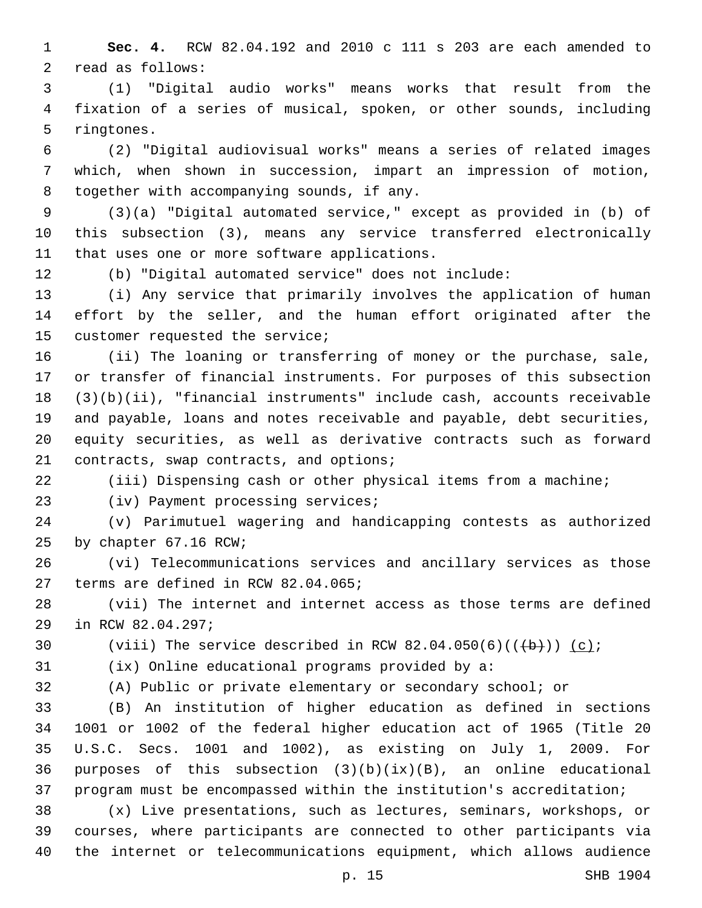**Sec. 4.** RCW 82.04.192 and 2010 c 111 s 203 are each amended to read as follows:

(1) "Digital audio works" means works that result from the fixation of a series of musical, spoken, or other sounds, including ringtones.

(2) "Digital audiovisual works" means a series of related images which, when shown in succession, impart an impression of motion, together with accompanying sounds, if any.

(3)(a) "Digital automated service," except as provided in (b) of this subsection (3), means any service transferred electronically that uses one or more software applications.

(b) "Digital automated service" does not include:

(i) Any service that primarily involves the application of human effort by the seller, and the human effort originated after the customer requested the service;

(ii) The loaning or transferring of money or the purchase, sale, or transfer of financial instruments. For purposes of this subsection (3)(b)(ii), "financial instruments" include cash, accounts receivable and payable, loans and notes receivable and payable, debt securities, equity securities, as well as derivative contracts such as forward contracts, swap contracts, and options;

(iii) Dispensing cash or other physical items from a machine;

(iv) Payment processing services;

(v) Parimutuel wagering and handicapping contests as authorized by chapter 67.16 RCW;

(vi) Telecommunications services and ancillary services as those terms are defined in RCW 82.04.065;

(vii) The internet and internet access as those terms are defined in RCW 82.04.297;

(viii) The service described in RCW 82.04.050(6)((~~(b)~~)) <u>(c)</u>;

(ix) Online educational programs provided by a:

(A) Public or private elementary or secondary school; or

(B) An institution of higher education as defined in sections 1001 or 1002 of the federal higher education act of 1965 (Title 20 U.S.C. Secs. 1001 and 1002), as existing on July 1, 2009. For purposes of this subsection (3)(b)(ix)(B), an online educational program must be encompassed within the institution's accreditation;

(x) Live presentations, such as lectures, seminars, workshops, or courses, where participants are connected to other participants via the internet or telecommunications equipment, which allows audience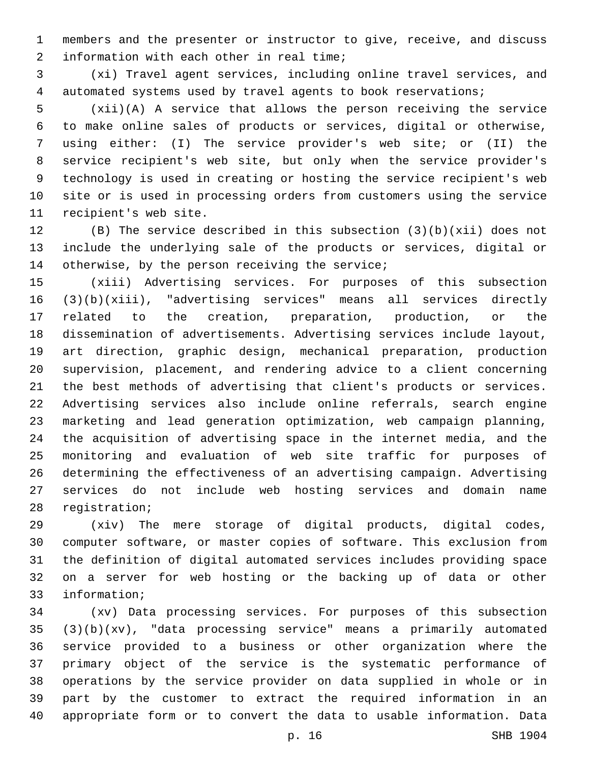members and the presenter or instructor to give, receive, and discuss information with each other in real time;

(xi) Travel agent services, including online travel services, and automated systems used by travel agents to book reservations;

(xii)(A) A service that allows the person receiving the service to make online sales of products or services, digital or otherwise, using either: (I) The service provider's web site; or (II) the service recipient's web site, but only when the service provider's technology is used in creating or hosting the service recipient's web site or is used in processing orders from customers using the service recipient's web site.

(B) The service described in this subsection (3)(b)(xii) does not include the underlying sale of the products or services, digital or otherwise, by the person receiving the service;

(xiii) Advertising services. For purposes of this subsection (3)(b)(xiii), "advertising services" means all services directly related to the creation, preparation, production, or the dissemination of advertisements. Advertising services include layout, art direction, graphic design, mechanical preparation, production supervision, placement, and rendering advice to a client concerning the best methods of advertising that client's products or services. Advertising services also include online referrals, search engine marketing and lead generation optimization, web campaign planning, the acquisition of advertising space in the internet media, and the monitoring and evaluation of web site traffic for purposes of determining the effectiveness of an advertising campaign. Advertising services do not include web hosting services and domain name registration;

(xiv) The mere storage of digital products, digital codes, computer software, or master copies of software. This exclusion from the definition of digital automated services includes providing space on a server for web hosting or the backing up of data or other information;

(xv) Data processing services. For purposes of this subsection (3)(b)(xv), "data processing service" means a primarily automated service provided to a business or other organization where the primary object of the service is the systematic performance of operations by the service provider on data supplied in whole or in part by the customer to extract the required information in an appropriate form or to convert the data to usable information. Data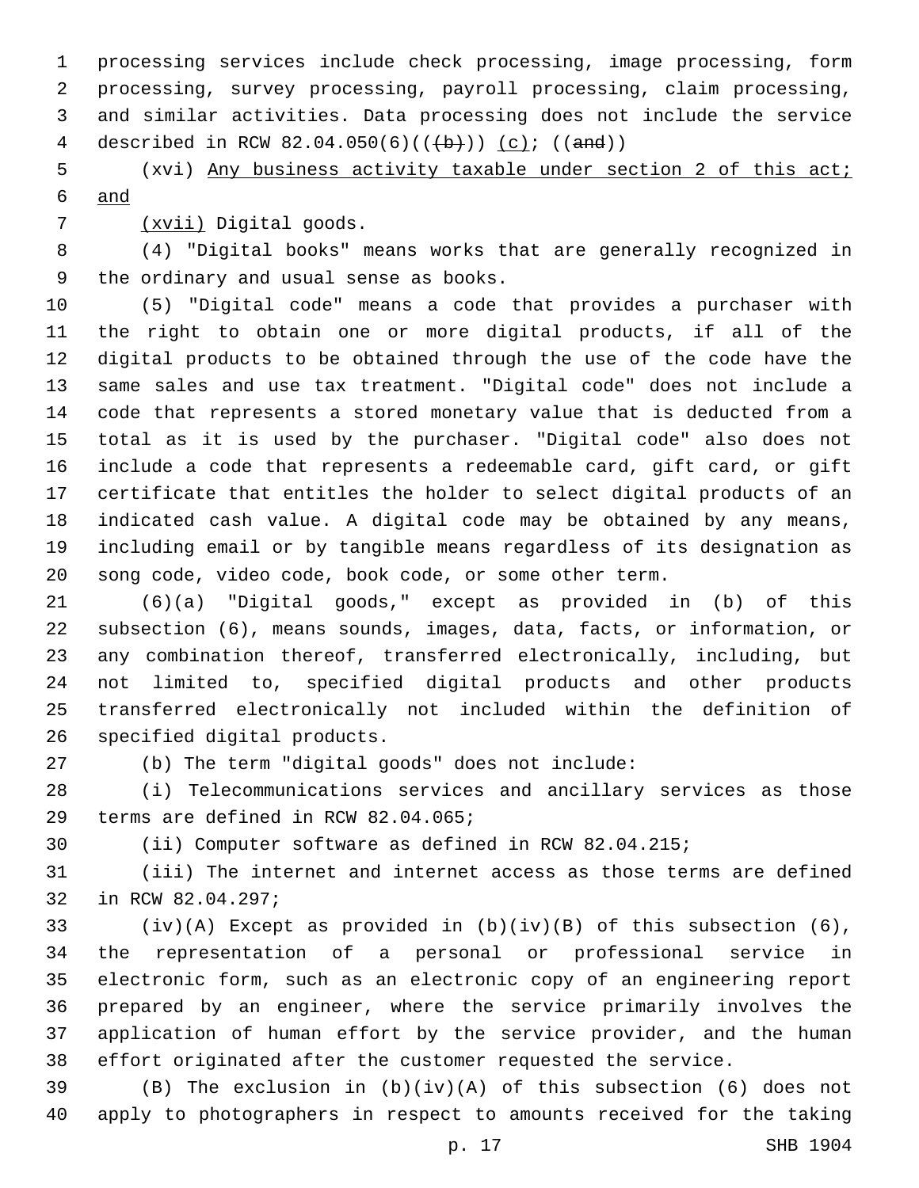processing services include check processing, image processing, form processing, survey processing, payroll processing, claim processing, and similar activities. Data processing does not include the service described in RCW 82.04.050(6)(((b))) (c); ((and))

(xvi) Any business activity taxable under section 2 of this act; and

(xvii) Digital goods.

(4) "Digital books" means works that are generally recognized in the ordinary and usual sense as books.

(5) "Digital code" means a code that provides a purchaser with the right to obtain one or more digital products, if all of the digital products to be obtained through the use of the code have the same sales and use tax treatment. "Digital code" does not include a code that represents a stored monetary value that is deducted from a total as it is used by the purchaser. "Digital code" also does not include a code that represents a redeemable card, gift card, or gift certificate that entitles the holder to select digital products of an indicated cash value. A digital code may be obtained by any means, including email or by tangible means regardless of its designation as song code, video code, book code, or some other term.

(6)(a) "Digital goods," except as provided in (b) of this subsection (6), means sounds, images, data, facts, or information, or any combination thereof, transferred electronically, including, but not limited to, specified digital products and other products transferred electronically not included within the definition of specified digital products.

(b) The term "digital goods" does not include:

(i) Telecommunications services and ancillary services as those terms are defined in RCW 82.04.065;

(ii) Computer software as defined in RCW 82.04.215;

(iii) The internet and internet access as those terms are defined in RCW 82.04.297;

(iv)(A) Except as provided in (b)(iv)(B) of this subsection (6), the representation of a personal or professional service in electronic form, such as an electronic copy of an engineering report prepared by an engineer, where the service primarily involves the application of human effort by the service provider, and the human effort originated after the customer requested the service.

(B) The exclusion in (b)(iv)(A) of this subsection (6) does not apply to photographers in respect to amounts received for the taking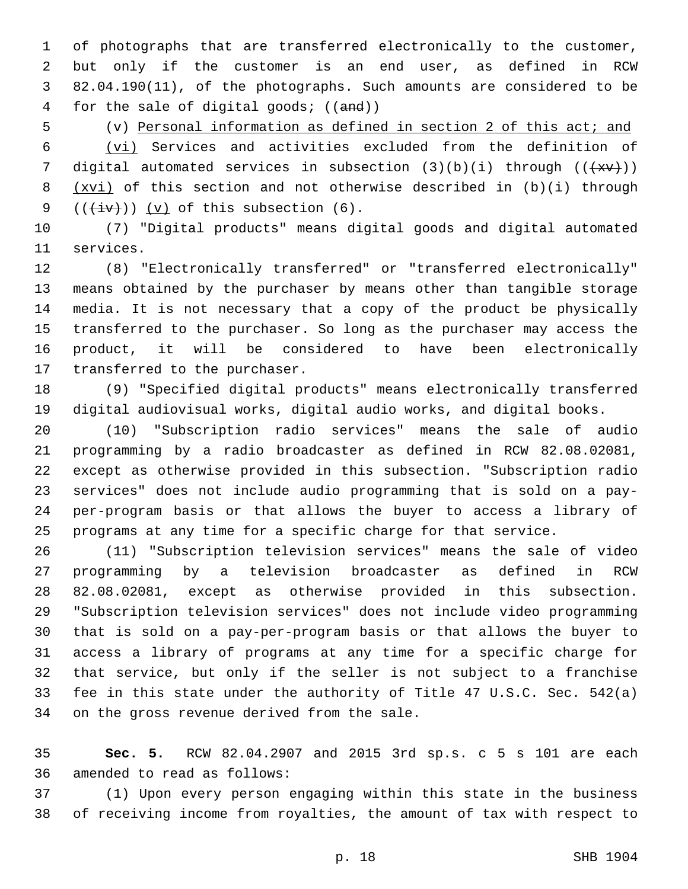of photographs that are transferred electronically to the customer, but only if the customer is an end user, as defined in RCW 82.04.190(11), of the photographs. Such amounts are considered to be for the sale of digital goods; ((~~and~~))

(v) Personal information as defined in section 2 of this act; and

(vi) Services and activities excluded from the definition of digital automated services in subsection (3)(b)(i) through ((~~(xv)~~)) (xvi) of this section and not otherwise described in (b)(i) through ((~~(iv)~~)) (v) of this subsection (6).

(7) "Digital products" means digital goods and digital automated services.

(8) "Electronically transferred" or "transferred electronically" means obtained by the purchaser by means other than tangible storage media. It is not necessary that a copy of the product be physically transferred to the purchaser. So long as the purchaser may access the product, it will be considered to have been electronically transferred to the purchaser.

(9) "Specified digital products" means electronically transferred digital audiovisual works, digital audio works, and digital books.

(10) "Subscription radio services" means the sale of audio programming by a radio broadcaster as defined in RCW 82.08.02081, except as otherwise provided in this subsection. "Subscription radio services" does not include audio programming that is sold on a pay-per-program basis or that allows the buyer to access a library of programs at any time for a specific charge for that service.

(11) "Subscription television services" means the sale of video programming by a television broadcaster as defined in RCW 82.08.02081, except as otherwise provided in this subsection. "Subscription television services" does not include video programming that is sold on a pay-per-program basis or that allows the buyer to access a library of programs at any time for a specific charge for that service, but only if the seller is not subject to a franchise fee in this state under the authority of Title 47 U.S.C. Sec. 542(a) on the gross revenue derived from the sale.

**Sec. 5.** RCW 82.04.2907 and 2015 3rd sp.s. c 5 s 101 are each amended to read as follows:

(1) Upon every person engaging within this state in the business of receiving income from royalties, the amount of tax with respect to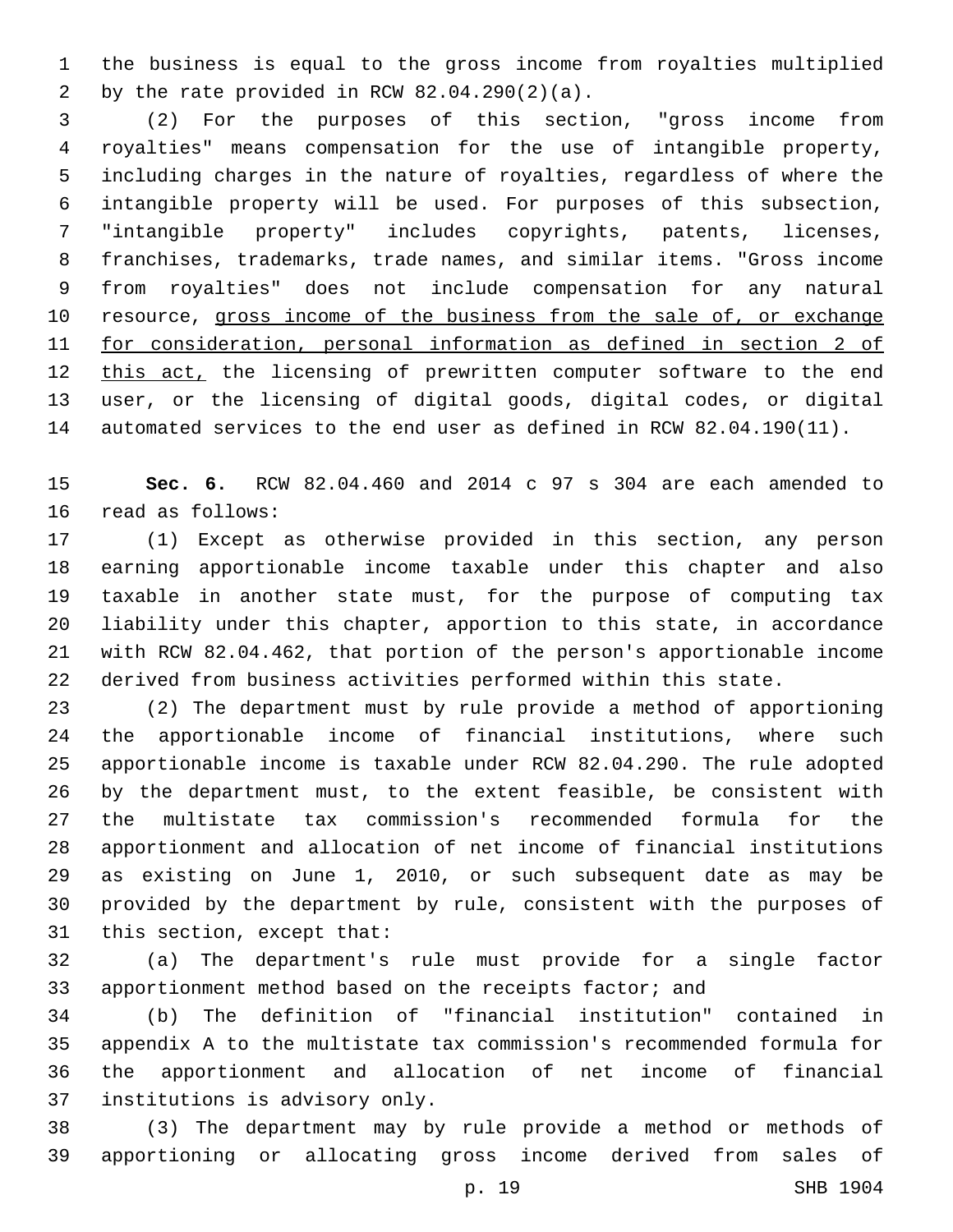the business is equal to the gross income from royalties multiplied by the rate provided in RCW 82.04.290(2)(a).

(2) For the purposes of this section, "gross income from royalties" means compensation for the use of intangible property, including charges in the nature of royalties, regardless of where the intangible property will be used. For purposes of this subsection, "intangible property" includes copyrights, patents, licenses, franchises, trademarks, trade names, and similar items. "Gross income from royalties" does not include compensation for any natural resource, <u>gross income of the business from the sale of, or exchange for consideration, personal information as defined in section 2 of this act,</u> the licensing of prewritten computer software to the end user, or the licensing of digital goods, digital codes, or digital automated services to the end user as defined in RCW 82.04.190(11).

**Sec. 6.** RCW 82.04.460 and 2014 c 97 s 304 are each amended to read as follows:

(1) Except as otherwise provided in this section, any person earning apportionable income taxable under this chapter and also taxable in another state must, for the purpose of computing tax liability under this chapter, apportion to this state, in accordance with RCW 82.04.462, that portion of the person's apportionable income derived from business activities performed within this state.

(2) The department must by rule provide a method of apportioning the apportionable income of financial institutions, where such apportionable income is taxable under RCW 82.04.290. The rule adopted by the department must, to the extent feasible, be consistent with the multistate tax commission's recommended formula for the apportionment and allocation of net income of financial institutions as existing on June 1, 2010, or such subsequent date as may be provided by the department by rule, consistent with the purposes of this section, except that:

(a) The department's rule must provide for a single factor apportionment method based on the receipts factor; and

(b) The definition of "financial institution" contained in appendix A to the multistate tax commission's recommended formula for the apportionment and allocation of net income of financial institutions is advisory only.

(3) The department may by rule provide a method or methods of apportioning or allocating gross income derived from sales of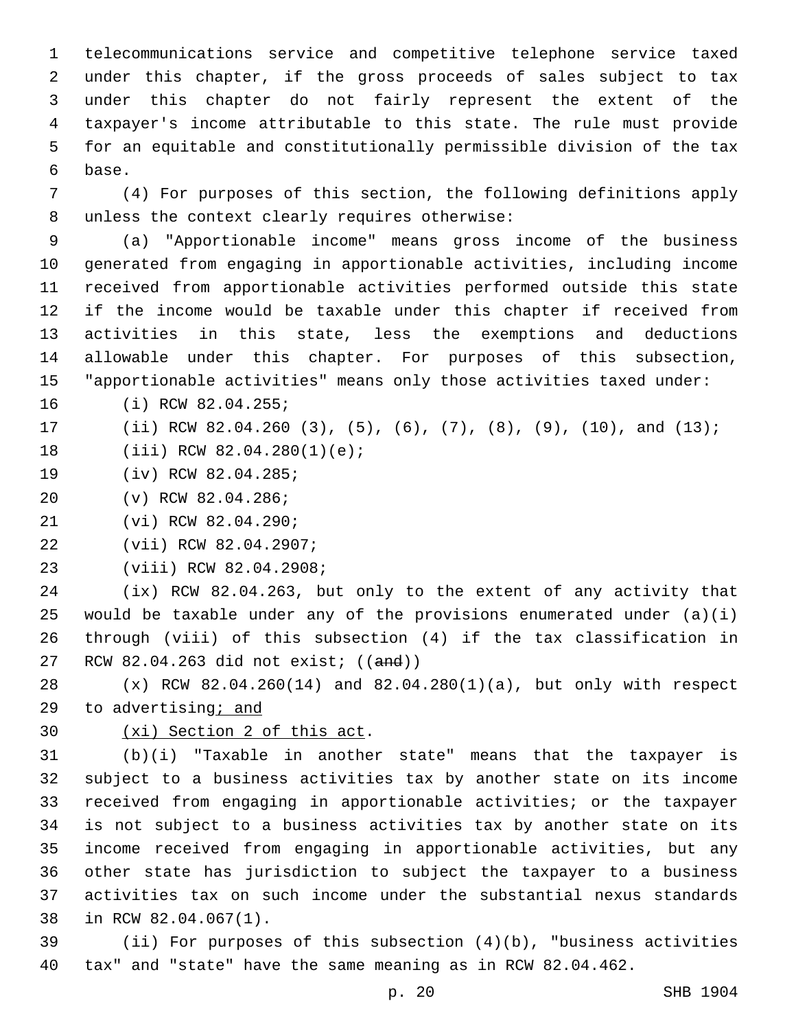telecommunications service and competitive telephone service taxed under this chapter, if the gross proceeds of sales subject to tax under this chapter do not fairly represent the extent of the taxpayer's income attributable to this state. The rule must provide for an equitable and constitutionally permissible division of the tax base.

(4) For purposes of this section, the following definitions apply unless the context clearly requires otherwise:

(a) "Apportionable income" means gross income of the business generated from engaging in apportionable activities, including income received from apportionable activities performed outside this state if the income would be taxable under this chapter if received from activities in this state, less the exemptions and deductions allowable under this chapter. For purposes of this subsection, "apportionable activities" means only those activities taxed under:

(i) RCW 82.04.255;

(ii) RCW 82.04.260 (3), (5), (6), (7), (8), (9), (10), and (13);

(iii) RCW 82.04.280(1)(e);

(iv) RCW 82.04.285;

(v) RCW 82.04.286;

(vi) RCW 82.04.290;

(vii) RCW 82.04.2907;

(viii) RCW 82.04.2908;

(ix) RCW 82.04.263, but only to the extent of any activity that would be taxable under any of the provisions enumerated under (a)(i) through (viii) of this subsection (4) if the tax classification in RCW 82.04.263 did not exist; ((~~and~~))

(x) RCW 82.04.260(14) and 82.04.280(1)(a), but only with respect to advertising; and

(xi) Section 2 of this act.

(b)(i) "Taxable in another state" means that the taxpayer is subject to a business activities tax by another state on its income received from engaging in apportionable activities; or the taxpayer is not subject to a business activities tax by another state on its income received from engaging in apportionable activities, but any other state has jurisdiction to subject the taxpayer to a business activities tax on such income under the substantial nexus standards in RCW 82.04.067(1).

(ii) For purposes of this subsection (4)(b), "business activities tax" and "state" have the same meaning as in RCW 82.04.462.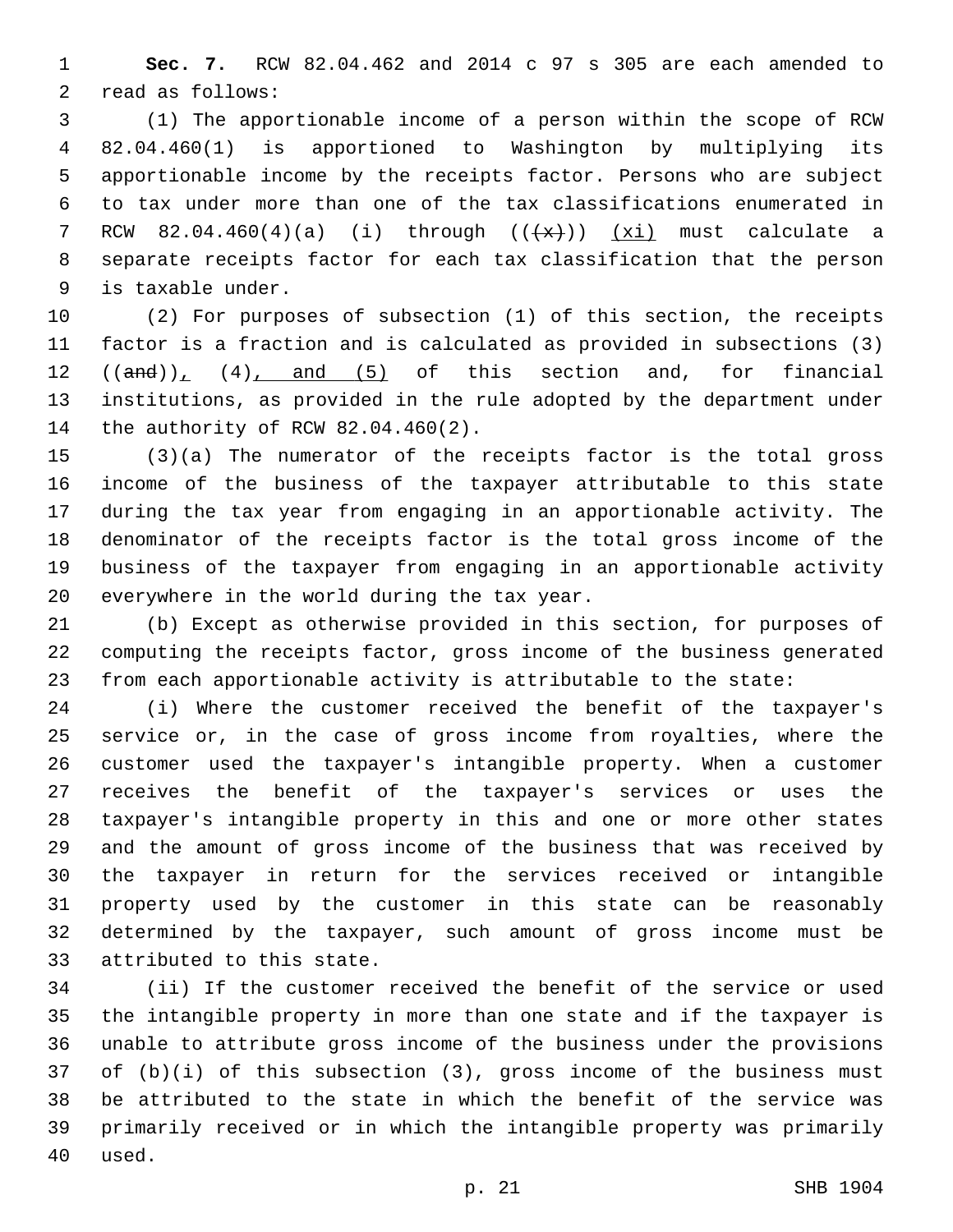**Sec. 7.** RCW 82.04.462 and 2014 c 97 s 305 are each amended to read as follows:

(1) The apportionable income of a person within the scope of RCW 82.04.460(1) is apportioned to Washington by multiplying its apportionable income by the receipts factor. Persons who are subject to tax under more than one of the tax classifications enumerated in RCW 82.04.460(4)(a) (i) through ((~~(x)~~)) <u>(xi)</u> must calculate a separate receipts factor for each tax classification that the person is taxable under.

(2) For purposes of subsection (1) of this section, the receipts factor is a fraction and is calculated as provided in subsections (3) ((~~and~~))<u>,</u> (4)<u>, and (5)</u> of this section and, for financial institutions, as provided in the rule adopted by the department under the authority of RCW 82.04.460(2).

(3)(a) The numerator of the receipts factor is the total gross income of the business of the taxpayer attributable to this state during the tax year from engaging in an apportionable activity. The denominator of the receipts factor is the total gross income of the business of the taxpayer from engaging in an apportionable activity everywhere in the world during the tax year.

(b) Except as otherwise provided in this section, for purposes of computing the receipts factor, gross income of the business generated from each apportionable activity is attributable to the state:

(i) Where the customer received the benefit of the taxpayer's service or, in the case of gross income from royalties, where the customer used the taxpayer's intangible property. When a customer receives the benefit of the taxpayer's services or uses the taxpayer's intangible property in this and one or more other states and the amount of gross income of the business that was received by the taxpayer in return for the services received or intangible property used by the customer in this state can be reasonably determined by the taxpayer, such amount of gross income must be attributed to this state.

(ii) If the customer received the benefit of the service or used the intangible property in more than one state and if the taxpayer is unable to attribute gross income of the business under the provisions of (b)(i) of this subsection (3), gross income of the business must be attributed to the state in which the benefit of the service was primarily received or in which the intangible property was primarily used.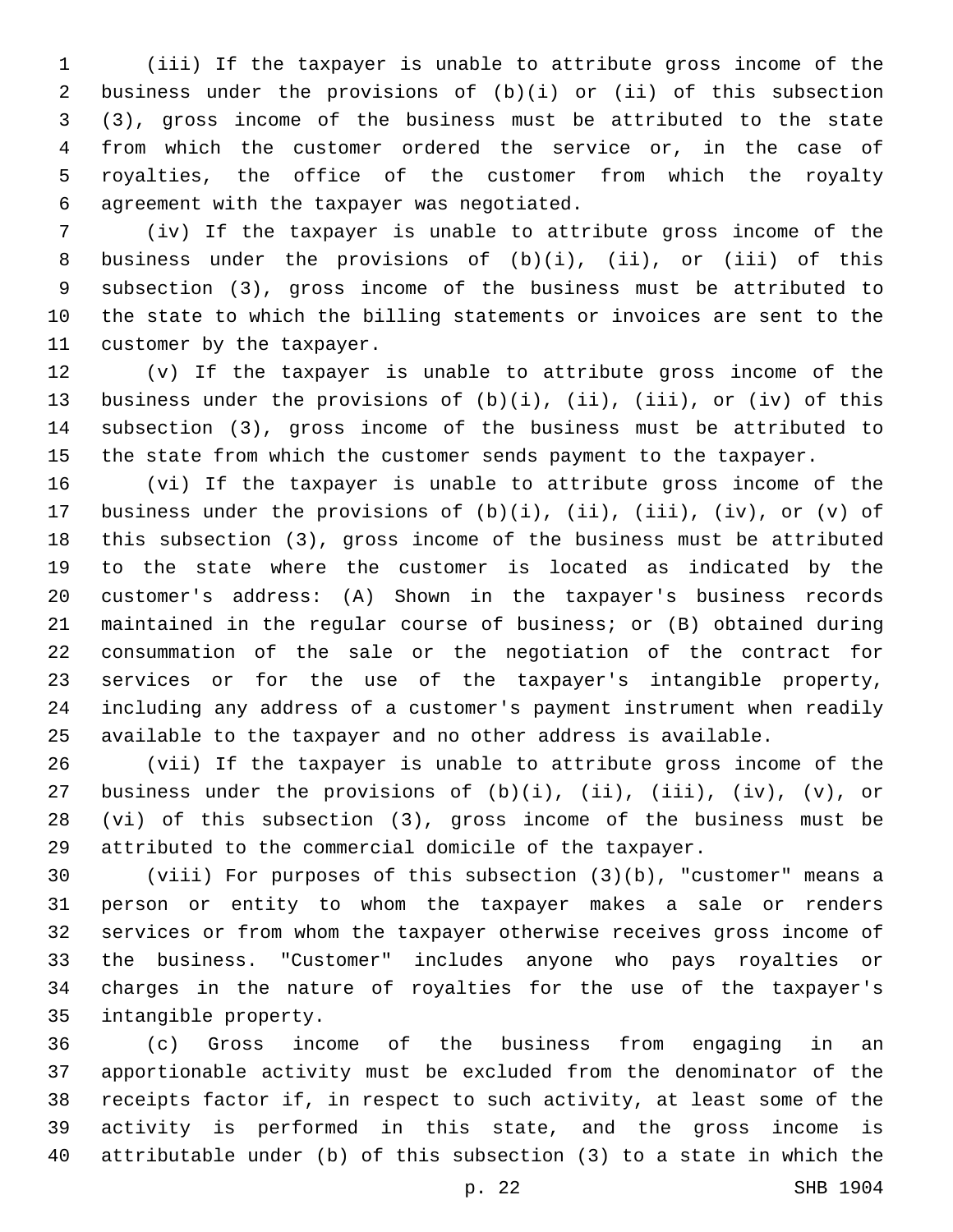(iii) If the taxpayer is unable to attribute gross income of the business under the provisions of (b)(i) or (ii) of this subsection (3), gross income of the business must be attributed to the state from which the customer ordered the service or, in the case of royalties, the office of the customer from which the royalty agreement with the taxpayer was negotiated.

(iv) If the taxpayer is unable to attribute gross income of the business under the provisions of (b)(i), (ii), or (iii) of this subsection (3), gross income of the business must be attributed to the state to which the billing statements or invoices are sent to the customer by the taxpayer.

(v) If the taxpayer is unable to attribute gross income of the business under the provisions of (b)(i), (ii), (iii), or (iv) of this subsection (3), gross income of the business must be attributed to the state from which the customer sends payment to the taxpayer.

(vi) If the taxpayer is unable to attribute gross income of the business under the provisions of (b)(i), (ii), (iii), (iv), or (v) of this subsection (3), gross income of the business must be attributed to the state where the customer is located as indicated by the customer's address: (A) Shown in the taxpayer's business records maintained in the regular course of business; or (B) obtained during consummation of the sale or the negotiation of the contract for services or for the use of the taxpayer's intangible property, including any address of a customer's payment instrument when readily available to the taxpayer and no other address is available.

(vii) If the taxpayer is unable to attribute gross income of the business under the provisions of (b)(i), (ii), (iii), (iv), (v), or (vi) of this subsection (3), gross income of the business must be attributed to the commercial domicile of the taxpayer.

(viii) For purposes of this subsection (3)(b), "customer" means a person or entity to whom the taxpayer makes a sale or renders services or from whom the taxpayer otherwise receives gross income of the business. "Customer" includes anyone who pays royalties or charges in the nature of royalties for the use of the taxpayer's intangible property.

(c) Gross income of the business from engaging in an apportionable activity must be excluded from the denominator of the receipts factor if, in respect to such activity, at least some of the activity is performed in this state, and the gross income is attributable under (b) of this subsection (3) to a state in which the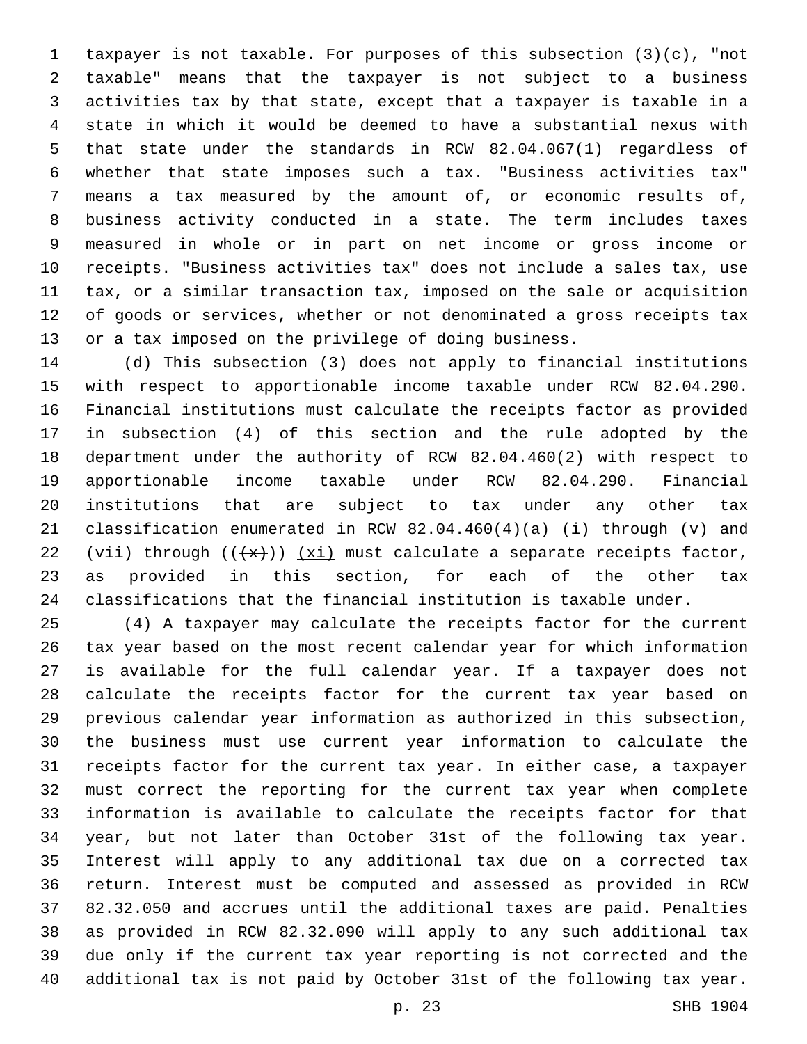taxpayer is not taxable. For purposes of this subsection (3)(c), "not taxable" means that the taxpayer is not subject to a business activities tax by that state, except that a taxpayer is taxable in a state in which it would be deemed to have a substantial nexus with that state under the standards in RCW 82.04.067(1) regardless of whether that state imposes such a tax. "Business activities tax" means a tax measured by the amount of, or economic results of, business activity conducted in a state. The term includes taxes measured in whole or in part on net income or gross income or receipts. "Business activities tax" does not include a sales tax, use tax, or a similar transaction tax, imposed on the sale or acquisition of goods or services, whether or not denominated a gross receipts tax or a tax imposed on the privilege of doing business.

(d) This subsection (3) does not apply to financial institutions with respect to apportionable income taxable under RCW 82.04.290. Financial institutions must calculate the receipts factor as provided in subsection (4) of this section and the rule adopted by the department under the authority of RCW 82.04.460(2) with respect to apportionable income taxable under RCW 82.04.290. Financial institutions that are subject to tax under any other tax classification enumerated in RCW 82.04.460(4)(a) (i) through (v) and (vii) through ((~~(x)~~)) (xi) must calculate a separate receipts factor, as provided in this section, for each of the other tax classifications that the financial institution is taxable under.

(4) A taxpayer may calculate the receipts factor for the current tax year based on the most recent calendar year for which information is available for the full calendar year. If a taxpayer does not calculate the receipts factor for the current tax year based on previous calendar year information as authorized in this subsection, the business must use current year information to calculate the receipts factor for the current tax year. In either case, a taxpayer must correct the reporting for the current tax year when complete information is available to calculate the receipts factor for that year, but not later than October 31st of the following tax year. Interest will apply to any additional tax due on a corrected tax return. Interest must be computed and assessed as provided in RCW 82.32.050 and accrues until the additional taxes are paid. Penalties as provided in RCW 82.32.090 will apply to any such additional tax due only if the current tax year reporting is not corrected and the additional tax is not paid by October 31st of the following tax year.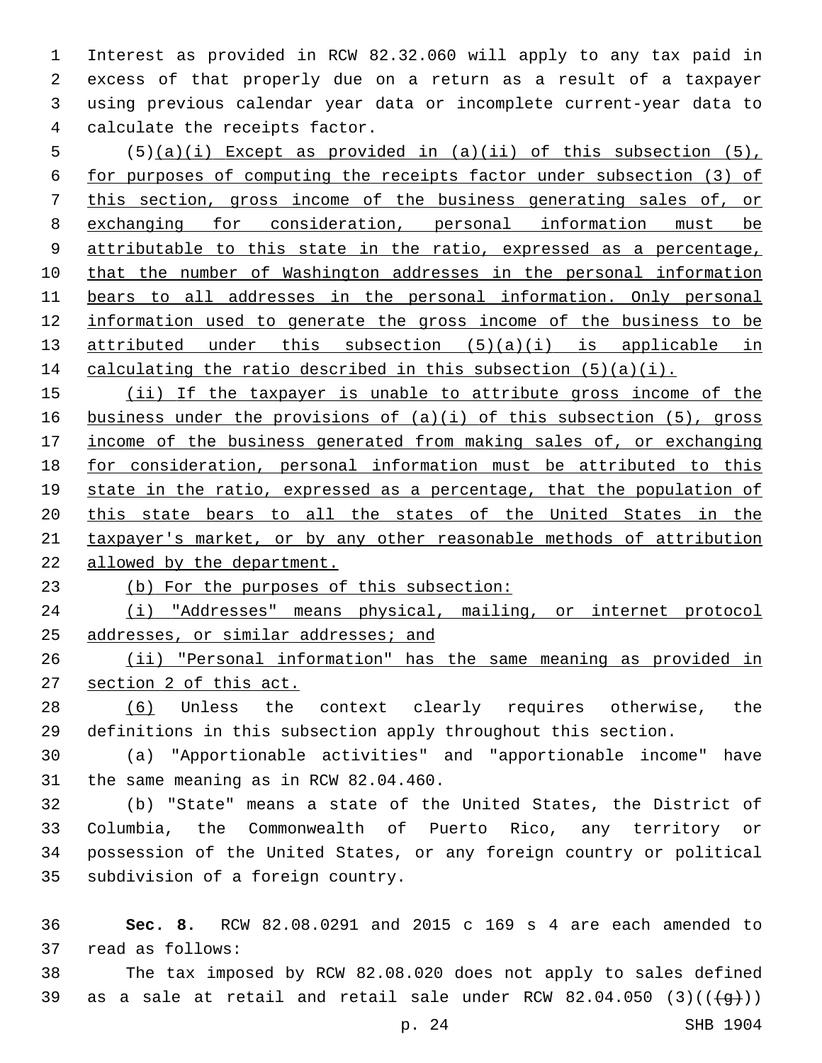Interest as provided in RCW 82.32.060 will apply to any tax paid in excess of that properly due on a return as a result of a taxpayer using previous calendar year data or incomplete current-year data to calculate the receipts factor.

(5)<u>(a)(i) Except as provided in (a)(ii) of this subsection (5), for purposes of computing the receipts factor under subsection (3) of this section, gross income of the business generating sales of, or exchanging for consideration, personal information must be attributable to this state in the ratio, expressed as a percentage, that the number of Washington addresses in the personal information bears to all addresses in the personal information. Only personal information used to generate the gross income of the business to be attributed under this subsection (5)(a)(i) is applicable in calculating the ratio described in this subsection (5)(a)(i).</u>

<u>(ii) If the taxpayer is unable to attribute gross income of the business under the provisions of (a)(i) of this subsection (5), gross income of the business generated from making sales of, or exchanging for consideration, personal information must be attributed to this state in the ratio, expressed as a percentage, that the population of this state bears to all the states of the United States in the taxpayer's market, or by any other reasonable methods of attribution allowed by the department.</u>

<u>(b) For the purposes of this subsection:</u>

<u>(i) "Addresses" means physical, mailing, or internet protocol addresses, or similar addresses; and</u>

<u>(ii) "Personal information" has the same meaning as provided in section 2 of this act.</u>

<u>(6)</u> Unless the context clearly requires otherwise, the definitions in this subsection apply throughout this section.

(a) "Apportionable activities" and "apportionable income" have the same meaning as in RCW 82.04.460.

(b) "State" means a state of the United States, the District of Columbia, the Commonwealth of Puerto Rico, any territory or possession of the United States, or any foreign country or political subdivision of a foreign country.

**Sec. 8.** RCW 82.08.0291 and 2015 c 169 s 4 are each amended to read as follows:

The tax imposed by RCW 82.08.020 does not apply to sales defined as a sale at retail and retail sale under RCW 82.04.050 (3)((~~(g)~~))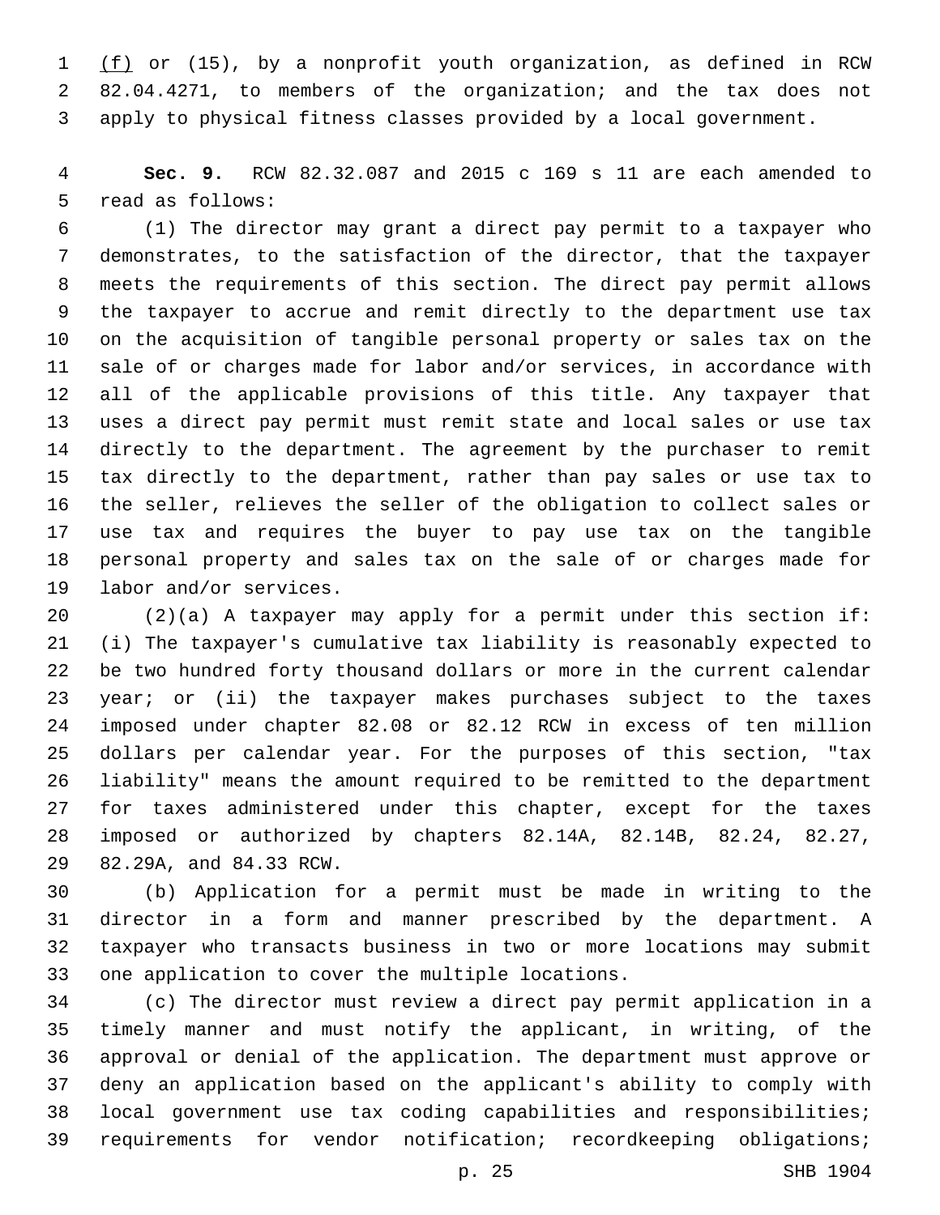(f) or (15), by a nonprofit youth organization, as defined in RCW 82.04.4271, to members of the organization; and the tax does not apply to physical fitness classes provided by a local government.

**Sec. 9.** RCW 82.32.087 and 2015 c 169 s 11 are each amended to read as follows:

(1) The director may grant a direct pay permit to a taxpayer who demonstrates, to the satisfaction of the director, that the taxpayer meets the requirements of this section. The direct pay permit allows the taxpayer to accrue and remit directly to the department use tax on the acquisition of tangible personal property or sales tax on the sale of or charges made for labor and/or services, in accordance with all of the applicable provisions of this title. Any taxpayer that uses a direct pay permit must remit state and local sales or use tax directly to the department. The agreement by the purchaser to remit tax directly to the department, rather than pay sales or use tax to the seller, relieves the seller of the obligation to collect sales or use tax and requires the buyer to pay use tax on the tangible personal property and sales tax on the sale of or charges made for labor and/or services.

(2)(a) A taxpayer may apply for a permit under this section if: (i) The taxpayer's cumulative tax liability is reasonably expected to be two hundred forty thousand dollars or more in the current calendar year; or (ii) the taxpayer makes purchases subject to the taxes imposed under chapter 82.08 or 82.12 RCW in excess of ten million dollars per calendar year. For the purposes of this section, "tax liability" means the amount required to be remitted to the department for taxes administered under this chapter, except for the taxes imposed or authorized by chapters 82.14A, 82.14B, 82.24, 82.27, 82.29A, and 84.33 RCW.

(b) Application for a permit must be made in writing to the director in a form and manner prescribed by the department. A taxpayer who transacts business in two or more locations may submit one application to cover the multiple locations.

(c) The director must review a direct pay permit application in a timely manner and must notify the applicant, in writing, of the approval or denial of the application. The department must approve or deny an application based on the applicant's ability to comply with local government use tax coding capabilities and responsibilities; requirements for vendor notification; recordkeeping obligations;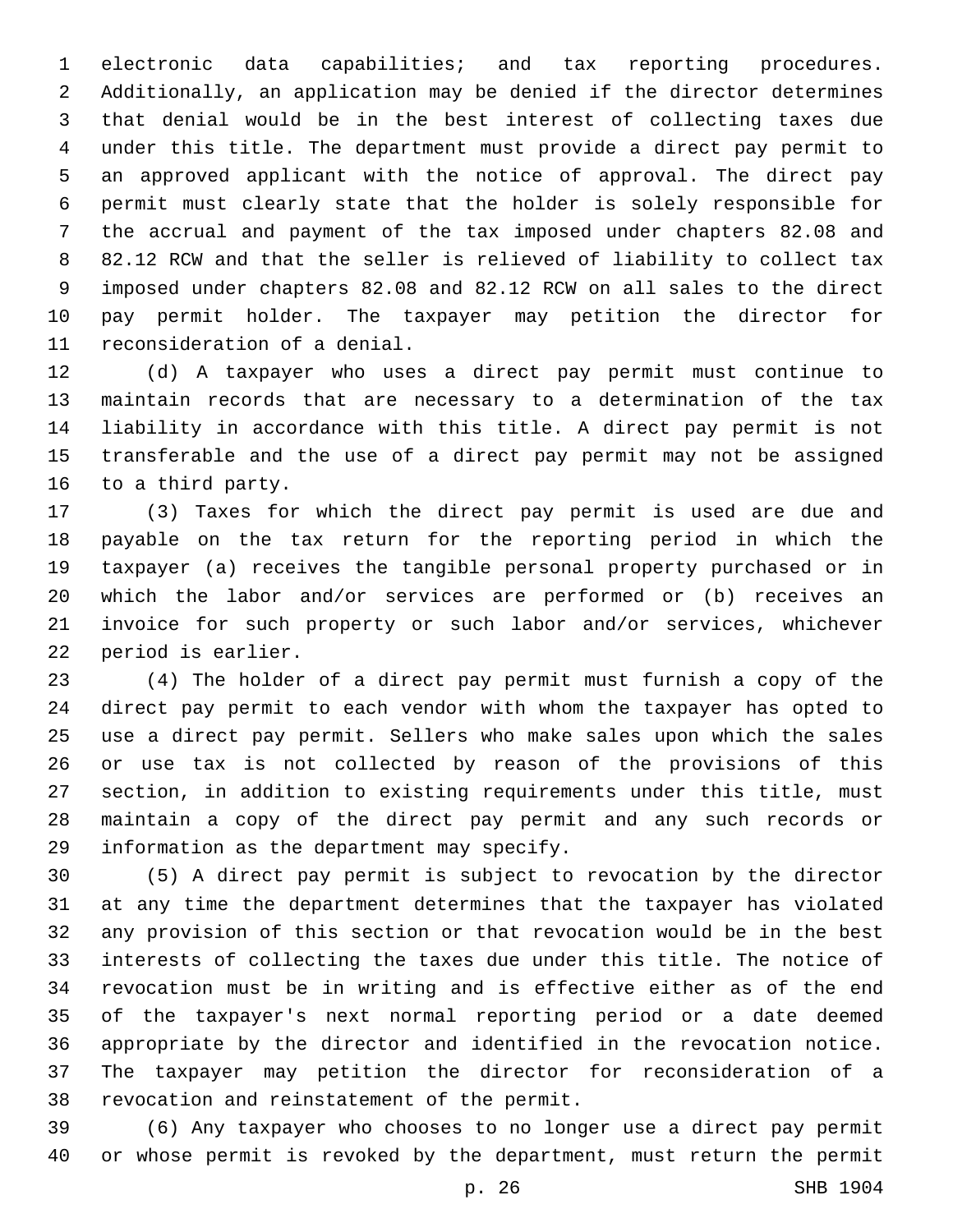electronic data capabilities; and tax reporting procedures. Additionally, an application may be denied if the director determines that denial would be in the best interest of collecting taxes due under this title. The department must provide a direct pay permit to an approved applicant with the notice of approval. The direct pay permit must clearly state that the holder is solely responsible for the accrual and payment of the tax imposed under chapters 82.08 and 82.12 RCW and that the seller is relieved of liability to collect tax imposed under chapters 82.08 and 82.12 RCW on all sales to the direct pay permit holder. The taxpayer may petition the director for reconsideration of a denial.

(d) A taxpayer who uses a direct pay permit must continue to maintain records that are necessary to a determination of the tax liability in accordance with this title. A direct pay permit is not transferable and the use of a direct pay permit may not be assigned to a third party.

(3) Taxes for which the direct pay permit is used are due and payable on the tax return for the reporting period in which the taxpayer (a) receives the tangible personal property purchased or in which the labor and/or services are performed or (b) receives an invoice for such property or such labor and/or services, whichever period is earlier.

(4) The holder of a direct pay permit must furnish a copy of the direct pay permit to each vendor with whom the taxpayer has opted to use a direct pay permit. Sellers who make sales upon which the sales or use tax is not collected by reason of the provisions of this section, in addition to existing requirements under this title, must maintain a copy of the direct pay permit and any such records or information as the department may specify.

(5) A direct pay permit is subject to revocation by the director at any time the department determines that the taxpayer has violated any provision of this section or that revocation would be in the best interests of collecting the taxes due under this title. The notice of revocation must be in writing and is effective either as of the end of the taxpayer's next normal reporting period or a date deemed appropriate by the director and identified in the revocation notice. The taxpayer may petition the director for reconsideration of a revocation and reinstatement of the permit.

(6) Any taxpayer who chooses to no longer use a direct pay permit or whose permit is revoked by the department, must return the permit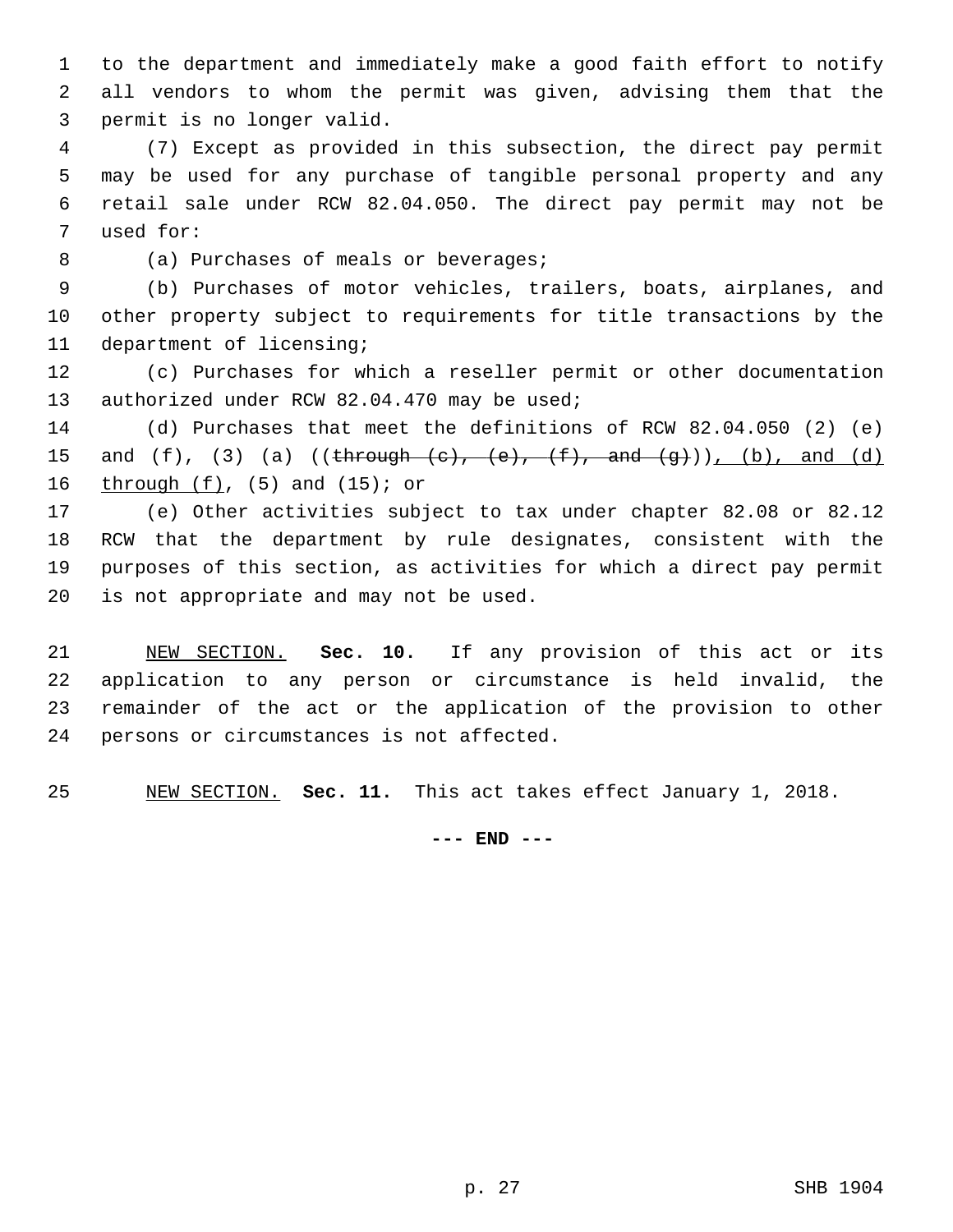to the department and immediately make a good faith effort to notify all vendors to whom the permit was given, advising them that the permit is no longer valid.

(7) Except as provided in this subsection, the direct pay permit may be used for any purchase of tangible personal property and any retail sale under RCW 82.04.050. The direct pay permit may not be used for:

(a) Purchases of meals or beverages;

(b) Purchases of motor vehicles, trailers, boats, airplanes, and other property subject to requirements for title transactions by the department of licensing;

(c) Purchases for which a reseller permit or other documentation authorized under RCW 82.04.470 may be used;

(d) Purchases that meet the definitions of RCW 82.04.050 (2) (e) and (f), (3) (a) ((~~through (c), (e), (f), and (g)~~)), (b), and (d) through (f), (5) and (15); or

(e) Other activities subject to tax under chapter 82.08 or 82.12 RCW that the department by rule designates, consistent with the purposes of this section, as activities for which a direct pay permit is not appropriate and may not be used.

NEW SECTION. **Sec. 10.** If any provision of this act or its application to any person or circumstance is held invalid, the remainder of the act or the application of the provision to other persons or circumstances is not affected.

NEW SECTION. **Sec. 11.** This act takes effect January 1, 2018.

**--- END ---**